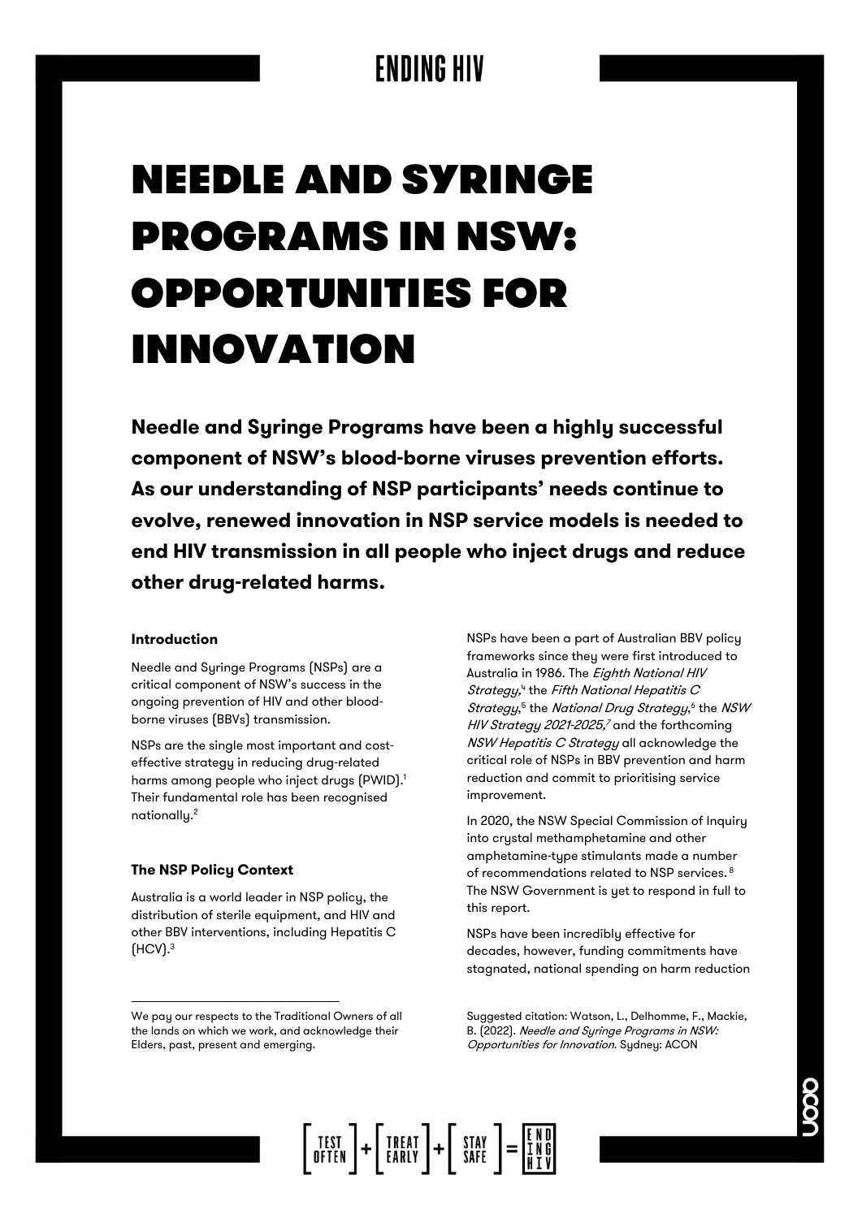# NEEDLE AND SYRINGE PROGRAMS IN NSW: OPPORTUNITIES FOR INNOVATION

**Needle and Syringe Programs have been a highly successful component of NSW's blood-borne viruses prevention efforts. As our understanding of NSP participants' needs continue to evolve, renewed innovation in NSP service models is needed to end HIV transmission in all people who inject drugs and reduce other drug-related harms.**

### Introduction

Needle and Syringe Programs (NSPs) are a critical component of NSW's success in the ongoing prevention of HIV and other blood-borne viruses (BBVs) transmission.

NSPs are the single most important and cost-effective strategy in reducing drug-related harms among people who inject drugs (PWID).[1] Their fundamental role has been recognised nationally.[2]

### The NSP Policy Context

Australia is a world leader in NSP policy, the distribution of sterile equipment, and HIV and other BBV interventions, including Hepatitis C (HCV).[3]

NSPs have been a part of Australian BBV policy frameworks since they were first introduced to Australia in 1986. The *Eighth National HIV Strategy,*[4] the *Fifth National Hepatitis C Strategy*,[5] the *National Drug Strategy*,[6] the *NSW HIV Strategy 2021-2025,*[7] and the forthcoming *NSW Hepatitis C Strategy* all acknowledge the critical role of NSPs in BBV prevention and harm reduction and commit to prioritising service improvement.

In 2020, the NSW Special Commission of Inquiry into crystal methamphetamine and other amphetamine-type stimulants made a number of recommendations related to NSP services.[8] The NSW Government is yet to respond in full to this report.

NSPs have been incredibly effective for decades, however, funding commitments have stagnated, national spending on harm reduction

---

We pay our respects to the Traditional Owners of all the lands on which we work, and acknowledge their Elders, past, present and emerging.

Suggested citation: Watson, L., Delhomme, F., Mackie, B. (2022). *Needle and Syringe Programs in NSW: Opportunities for Innovation*. Sydney: ACON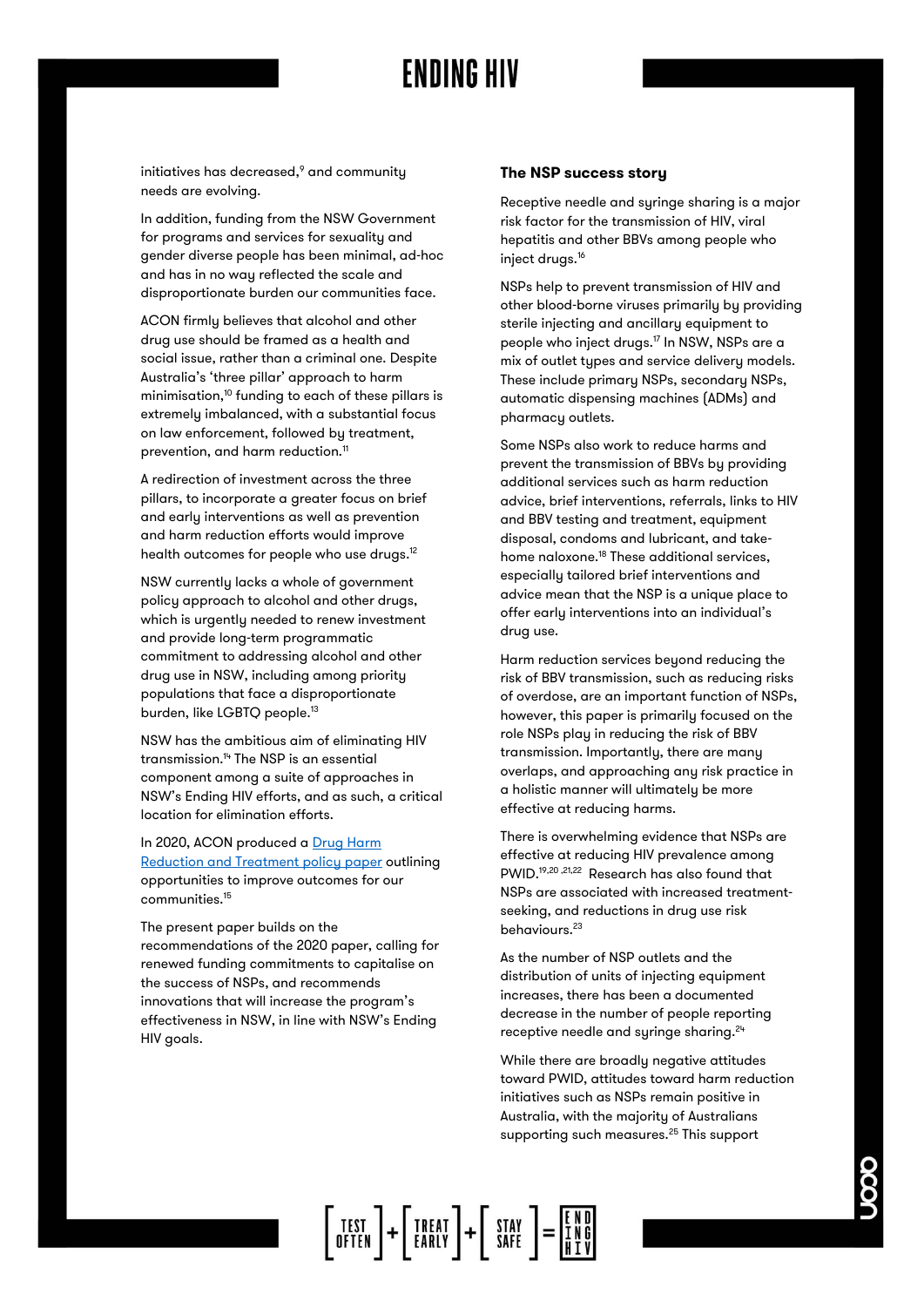initiatives has decreased,[9] and community needs are evolving.

In addition, funding from the NSW Government for programs and services for sexuality and gender diverse people has been minimal, ad-hoc and has in no way reflected the scale and disproportionate burden our communities face.

ACON firmly believes that alcohol and other drug use should be framed as a health and social issue, rather than a criminal one. Despite Australia's 'three pillar' approach to harm minimisation,[10] funding to each of these pillars is extremely imbalanced, with a substantial focus on law enforcement, followed by treatment, prevention, and harm reduction.[11]

A redirection of investment across the three pillars, to incorporate a greater focus on brief and early interventions as well as prevention and harm reduction efforts would improve health outcomes for people who use drugs.[12]

NSW currently lacks a whole of government policy approach to alcohol and other drugs, which is urgently needed to renew investment and provide long-term programmatic commitment to addressing alcohol and other drug use in NSW, including among priority populations that face a disproportionate burden, like LGBTQ people.[13]

NSW has the ambitious aim of eliminating HIV transmission.[14] The NSP is an essential component among a suite of approaches in NSW's Ending HIV efforts, and as such, a critical location for elimination efforts.

In 2020, ACON produced a [Drug Harm Reduction and Treatment policy paper](#) outlining opportunities to improve outcomes for our communities.[15]

The present paper builds on the recommendations of the 2020 paper, calling for renewed funding commitments to capitalise on the success of NSPs, and recommends innovations that will increase the program's effectiveness in NSW, in line with NSW's Ending HIV goals.

### The NSP success story

Receptive needle and syringe sharing is a major risk factor for the transmission of HIV, viral hepatitis and other BBVs among people who inject drugs.[16]

NSPs help to prevent transmission of HIV and other blood-borne viruses primarily by providing sterile injecting and ancillary equipment to people who inject drugs.[17] In NSW, NSPs are a mix of outlet types and service delivery models. These include primary NSPs, secondary NSPs, automatic dispensing machines (ADMs) and pharmacy outlets.

Some NSPs also work to reduce harms and prevent the transmission of BBVs by providing additional services such as harm reduction advice, brief interventions, referrals, links to HIV and BBV testing and treatment, equipment disposal, condoms and lubricant, and take-home naloxone.[18] These additional services, especially tailored brief interventions and advice mean that the NSP is a unique place to offer early interventions into an individual's drug use.

Harm reduction services beyond reducing the risk of BBV transmission, such as reducing risks of overdose, are an important function of NSPs, however, this paper is primarily focused on the role NSPs play in reducing the risk of BBV transmission. Importantly, there are many overlaps, and approaching any risk practice in a holistic manner will ultimately be more effective at reducing harms.

There is overwhelming evidence that NSPs are effective at reducing HIV prevalence among PWID.[19,20,21,22] Research has also found that NSPs are associated with increased treatment-seeking, and reductions in drug use risk behaviours.[23]

As the number of NSP outlets and the distribution of units of injecting equipment increases, there has been a documented decrease in the number of people reporting receptive needle and syringe sharing.[24]

While there are broadly negative attitudes toward PWID, attitudes toward harm reduction initiatives such as NSPs remain positive in Australia, with the majority of Australians supporting such measures.[25] This support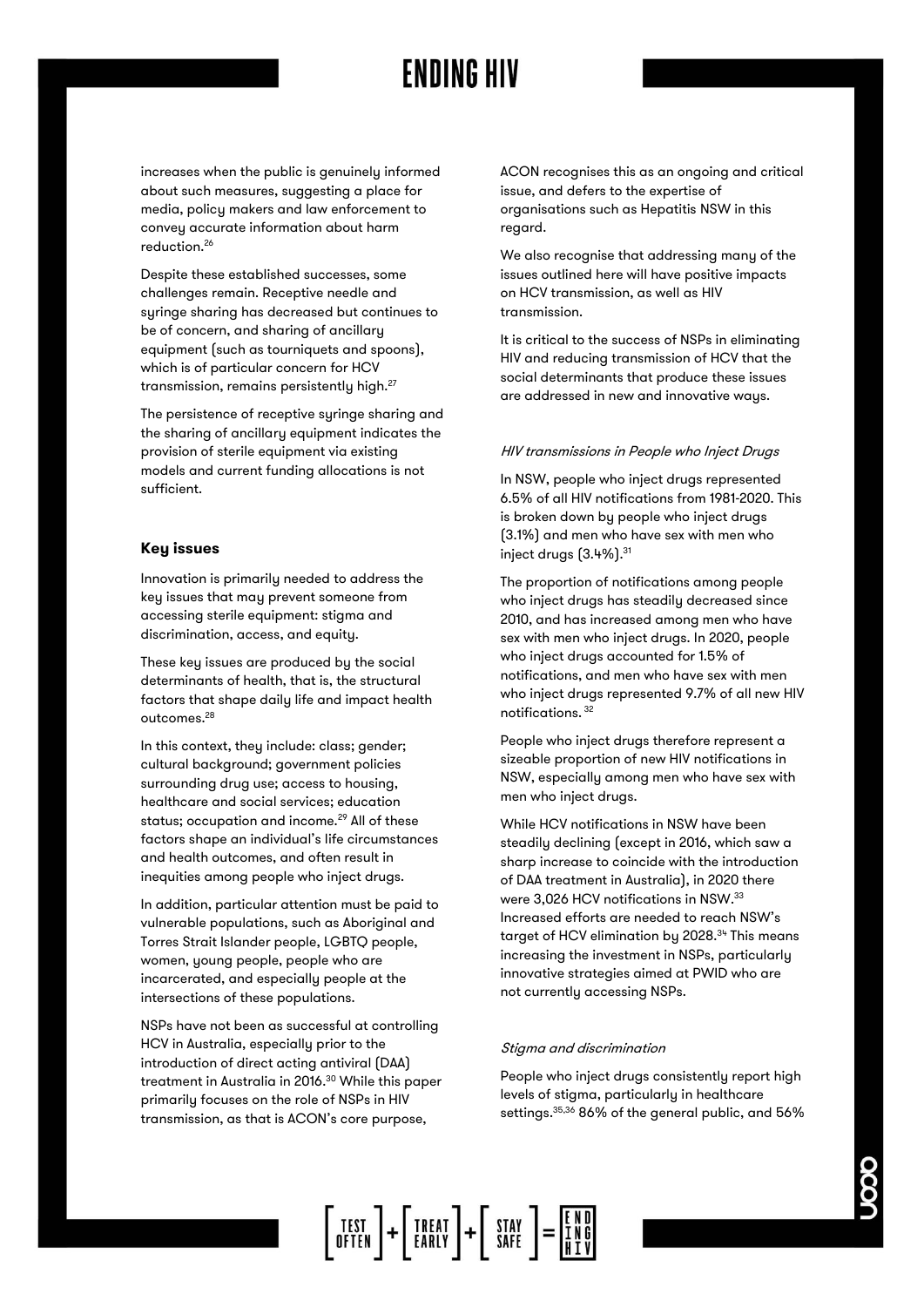increases when the public is genuinely informed about such measures, suggesting a place for media, policy makers and law enforcement to convey accurate information about harm reduction.[26]

Despite these established successes, some challenges remain. Receptive needle and syringe sharing has decreased but continues to be of concern, and sharing of ancillary equipment (such as tourniquets and spoons), which is of particular concern for HCV transmission, remains persistently high.[27]

The persistence of receptive syringe sharing and the sharing of ancillary equipment indicates the provision of sterile equipment via existing models and current funding allocations is not sufficient.

## Key issues

Innovation is primarily needed to address the key issues that may prevent someone from accessing sterile equipment: stigma and discrimination, access, and equity.

These key issues are produced by the social determinants of health, that is, the structural factors that shape daily life and impact health outcomes.[28]

In this context, they include: class; gender; cultural background; government policies surrounding drug use; access to housing, healthcare and social services; education status; occupation and income.[29] All of these factors shape an individual's life circumstances and health outcomes, and often result in inequities among people who inject drugs.

In addition, particular attention must be paid to vulnerable populations, such as Aboriginal and Torres Strait Islander people, LGBTQ people, women, young people, people who are incarcerated, and especially people at the intersections of these populations.

NSPs have not been as successful at controlling HCV in Australia, especially prior to the introduction of direct acting antiviral (DAA) treatment in Australia in 2016.[30] While this paper primarily focuses on the role of NSPs in HIV transmission, as that is ACON's core purpose, ACON recognises this as an ongoing and critical issue, and defers to the expertise of organisations such as Hepatitis NSW in this regard.

We also recognise that addressing many of the issues outlined here will have positive impacts on HCV transmission, as well as HIV transmission.

It is critical to the success of NSPs in eliminating HIV and reducing transmission of HCV that the social determinants that produce these issues are addressed in new and innovative ways.

### *HIV transmissions in People who Inject Drugs*

In NSW, people who inject drugs represented 6.5% of all HIV notifications from 1981-2020. This is broken down by people who inject drugs (3.1%) and men who have sex with men who inject drugs (3.4%).[31]

The proportion of notifications among people who inject drugs has steadily decreased since 2010, and has increased among men who have sex with men who inject drugs. In 2020, people who inject drugs accounted for 1.5% of notifications, and men who have sex with men who inject drugs represented 9.7% of all new HIV notifications.[32]

People who inject drugs therefore represent a sizeable proportion of new HIV notifications in NSW, especially among men who have sex with men who inject drugs.

While HCV notifications in NSW have been steadily declining (except in 2016, which saw a sharp increase to coincide with the introduction of DAA treatment in Australia), in 2020 there were 3,026 HCV notifications in NSW.[33] Increased efforts are needed to reach NSW's target of HCV elimination by 2028.[34] This means increasing the investment in NSPs, particularly innovative strategies aimed at PWID who are not currently accessing NSPs.

### *Stigma and discrimination*

People who inject drugs consistently report high levels of stigma, particularly in healthcare settings.[35,36] 86% of the general public, and 56%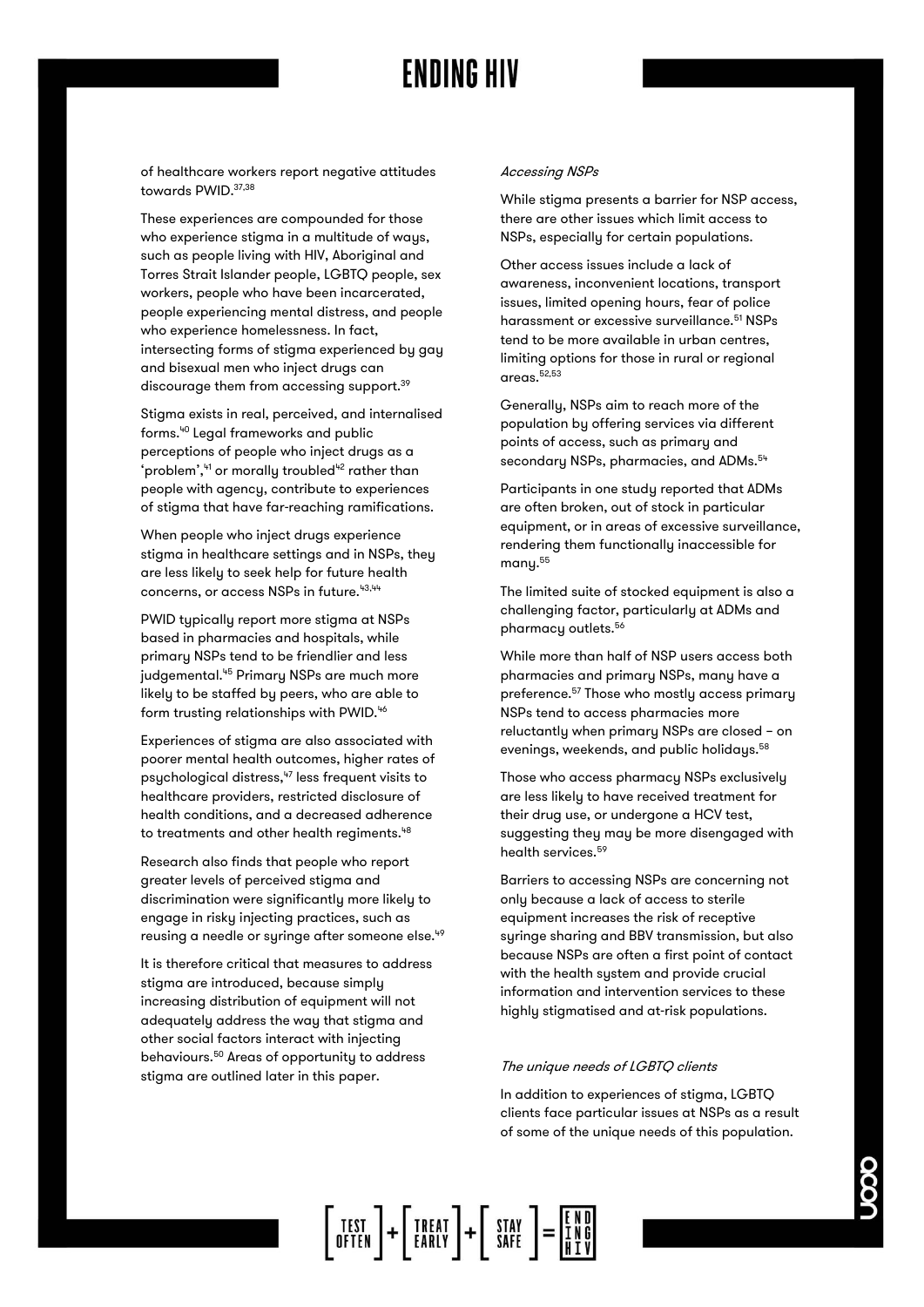of healthcare workers report negative attitudes towards PWID.[37,38]

These experiences are compounded for those who experience stigma in a multitude of ways, such as people living with HIV, Aboriginal and Torres Strait Islander people, LGBTQ people, sex workers, people who have been incarcerated, people experiencing mental distress, and people who experience homelessness. In fact, intersecting forms of stigma experienced by gay and bisexual men who inject drugs can discourage them from accessing support.[39]

Stigma exists in real, perceived, and internalised forms.[40] Legal frameworks and public perceptions of people who inject drugs as a 'problem',[41] or morally troubled[42] rather than people with agency, contribute to experiences of stigma that have far-reaching ramifications.

When people who inject drugs experience stigma in healthcare settings and in NSPs, they are less likely to seek help for future health concerns, or access NSPs in future.[43,44]

PWID typically report more stigma at NSPs based in pharmacies and hospitals, while primary NSPs tend to be friendlier and less judgemental.[45] Primary NSPs are much more likely to be staffed by peers, who are able to form trusting relationships with PWID.[46]

Experiences of stigma are also associated with poorer mental health outcomes, higher rates of psychological distress,[47] less frequent visits to healthcare providers, restricted disclosure of health conditions, and a decreased adherence to treatments and other health regiments.[48]

Research also finds that people who report greater levels of perceived stigma and discrimination were significantly more likely to engage in risky injecting practices, such as reusing a needle or syringe after someone else.[49]

It is therefore critical that measures to address stigma are introduced, because simply increasing distribution of equipment will not adequately address the way that stigma and other social factors interact with injecting behaviours.[50] Areas of opportunity to address stigma are outlined later in this paper.

*Accessing NSPs*

While stigma presents a barrier for NSP access, there are other issues which limit access to NSPs, especially for certain populations.

Other access issues include a lack of awareness, inconvenient locations, transport issues, limited opening hours, fear of police harassment or excessive surveillance.[51] NSPs tend to be more available in urban centres, limiting options for those in rural or regional areas.[52,53]

Generally, NSPs aim to reach more of the population by offering services via different points of access, such as primary and secondary NSPs, pharmacies, and ADMs.[54]

Participants in one study reported that ADMs are often broken, out of stock in particular equipment, or in areas of excessive surveillance, rendering them functionally inaccessible for many.[55]

The limited suite of stocked equipment is also a challenging factor, particularly at ADMs and pharmacy outlets.[56]

While more than half of NSP users access both pharmacies and primary NSPs, many have a preference.[57] Those who mostly access primary NSPs tend to access pharmacies more reluctantly when primary NSPs are closed – on evenings, weekends, and public holidays.[58]

Those who access pharmacy NSPs exclusively are less likely to have received treatment for their drug use, or undergone a HCV test, suggesting they may be more disengaged with health services.[59]

Barriers to accessing NSPs are concerning not only because a lack of access to sterile equipment increases the risk of receptive syringe sharing and BBV transmission, but also because NSPs are often a first point of contact with the health system and provide crucial information and intervention services to these highly stigmatised and at-risk populations.

*The unique needs of LGBTQ clients*

In addition to experiences of stigma, LGBTQ clients face particular issues at NSPs as a result of some of the unique needs of this population.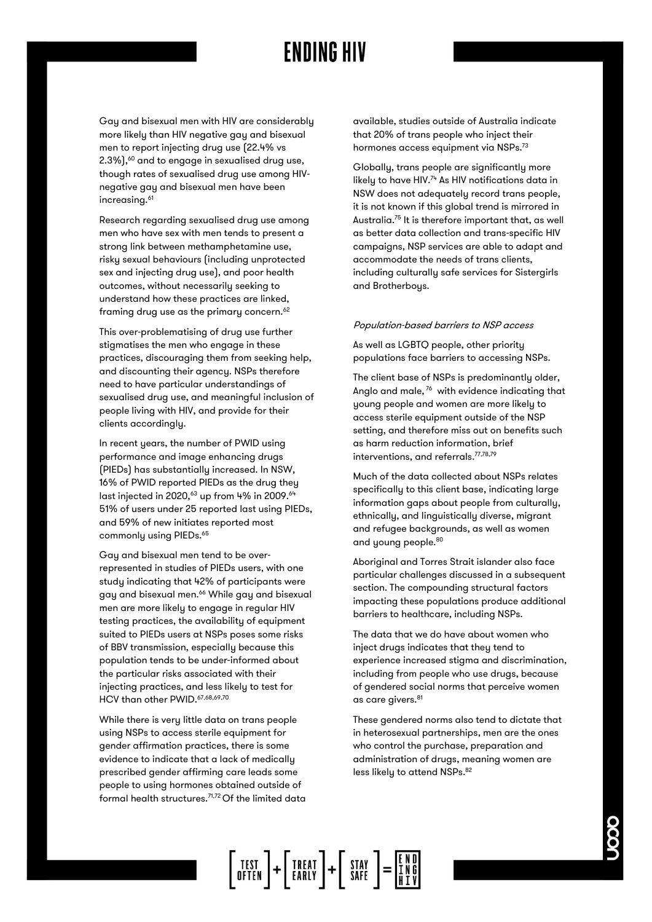Gay and bisexual men with HIV are considerably more likely than HIV negative gay and bisexual men to report injecting drug use (22.4% vs 2.3%),[60] and to engage in sexualised drug use, though rates of sexualised drug use among HIV-negative gay and bisexual men have been increasing.[61]

Research regarding sexualised drug use among men who have sex with men tends to present a strong link between methamphetamine use, risky sexual behaviours (including unprotected sex and injecting drug use), and poor health outcomes, without necessarily seeking to understand how these practices are linked, framing drug use as the primary concern.[62]

This over-problematising of drug use further stigmatises the men who engage in these practices, discouraging them from seeking help, and discounting their agency. NSPs therefore need to have particular understandings of sexualised drug use, and meaningful inclusion of people living with HIV, and provide for their clients accordingly.

In recent years, the number of PWID using performance and image enhancing drugs (PIEDs) has substantially increased. In NSW, 16% of PWID reported PIEDs as the drug they last injected in 2020,[63] up from 4% in 2009.[64] 51% of users under 25 reported last using PIEDs, and 59% of new initiates reported most commonly using PIEDs.[65]

Gay and bisexual men tend to be over-represented in studies of PIEDs users, with one study indicating that 42% of participants were gay and bisexual men.[66] While gay and bisexual men are more likely to engage in regular HIV testing practices, the availability of equipment suited to PIEDs users at NSPs poses some risks of BBV transmission, especially because this population tends to be under-informed about the particular risks associated with their injecting practices, and less likely to test for HCV than other PWID.[67,68,69,70]

While there is very little data on trans people using NSPs to access sterile equipment for gender affirmation practices, there is some evidence to indicate that a lack of medically prescribed gender affirming care leads some people to using hormones obtained outside of formal health structures.[71,72] Of the limited data available, studies outside of Australia indicate that 20% of trans people who inject their hormones access equipment via NSPs.[73]

Globally, trans people are significantly more likely to have HIV.[74] As HIV notifications data in NSW does not adequately record trans people, it is not known if this global trend is mirrored in Australia.[75] It is therefore important that, as well as better data collection and trans-specific HIV campaigns, NSP services are able to adapt and accommodate the needs of trans clients, including culturally safe services for Sistergirls and Brotherboys.

*Population-based barriers to NSP access*

As well as LGBTQ people, other priority populations face barriers to accessing NSPs.

The client base of NSPs is predominantly older, Anglo and male,[76] with evidence indicating that young people and women are more likely to access sterile equipment outside of the NSP setting, and therefore miss out on benefits such as harm reduction information, brief interventions, and referrals.[77,78,79]

Much of the data collected about NSPs relates specifically to this client base, indicating large information gaps about people from culturally, ethnically, and linguistically diverse, migrant and refugee backgrounds, as well as women and young people.[80]

Aboriginal and Torres Strait islander also face particular challenges discussed in a subsequent section. The compounding structural factors impacting these populations produce additional barriers to healthcare, including NSPs.

The data that we do have about women who inject drugs indicates that they tend to experience increased stigma and discrimination, including from people who use drugs, because of gendered social norms that perceive women as care givers.[81]

These gendered norms also tend to dictate that in heterosexual partnerships, men are the ones who control the purchase, preparation and administration of drugs, meaning women are less likely to attend NSPs.[82]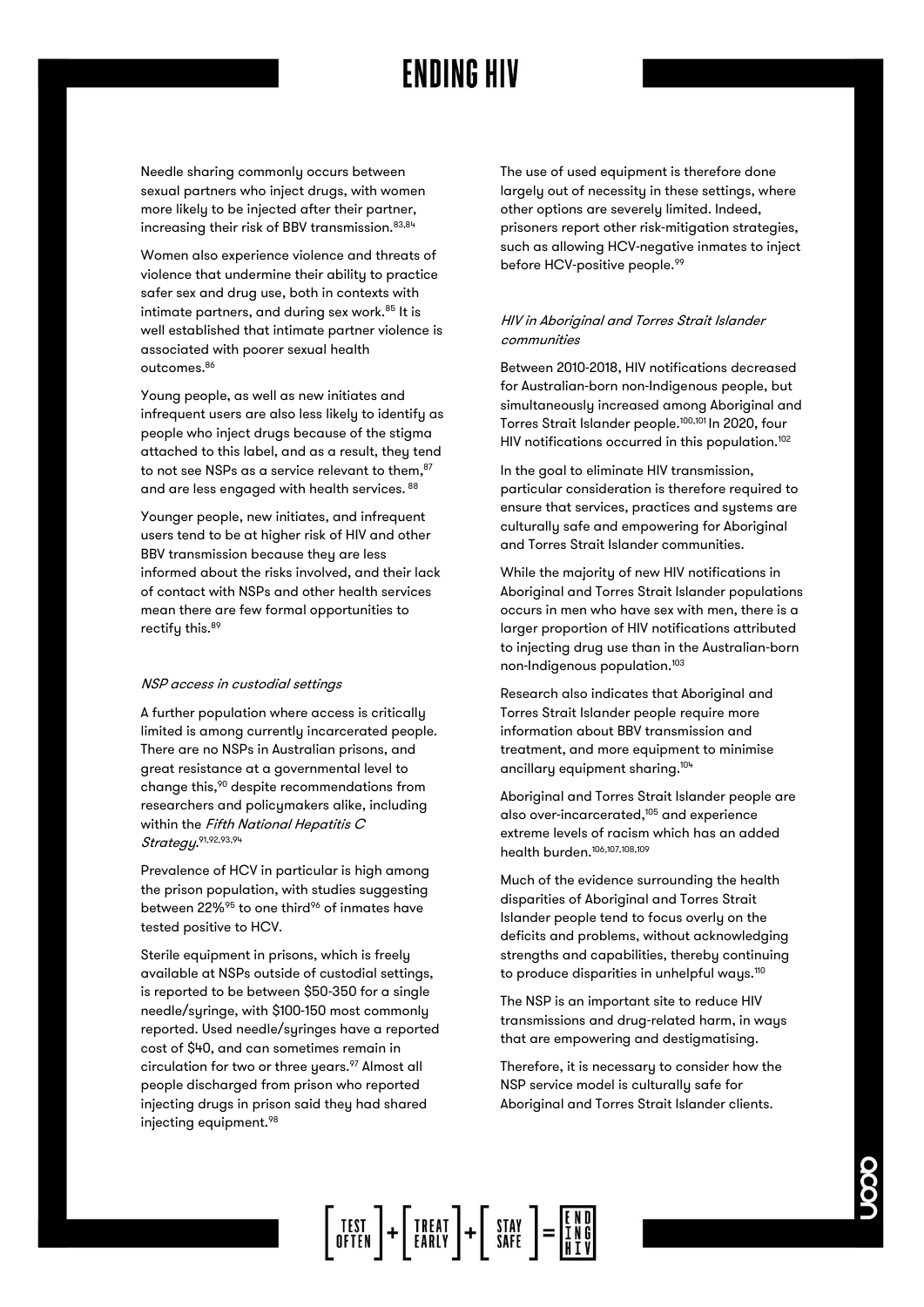Needle sharing commonly occurs between sexual partners who inject drugs, with women more likely to be injected after their partner, increasing their risk of BBV transmission.[83,84]

Women also experience violence and threats of violence that undermine their ability to practice safer sex and drug use, both in contexts with intimate partners, and during sex work.[85] It is well established that intimate partner violence is associated with poorer sexual health outcomes.[86]

Young people, as well as new initiates and infrequent users are also less likely to identify as people who inject drugs because of the stigma attached to this label, and as a result, they tend to not see NSPs as a service relevant to them,[87] and are less engaged with health services.[88]

Younger people, new initiates, and infrequent users tend to be at higher risk of HIV and other BBV transmission because they are less informed about the risks involved, and their lack of contact with NSPs and other health services mean there are few formal opportunities to rectify this.[89]

*NSP access in custodial settings*

A further population where access is critically limited is among currently incarcerated people. There are no NSPs in Australian prisons, and great resistance at a governmental level to change this,[90] despite recommendations from researchers and policymakers alike, including within the *Fifth National Hepatitis C Strategy*.[91,92,93,94]

Prevalence of HCV in particular is high among the prison population, with studies suggesting between 22%[95] to one third[96] of inmates have tested positive to HCV.

Sterile equipment in prisons, which is freely available at NSPs outside of custodial settings, is reported to be between $50-350 for a single needle/syringe, with $100-150 most commonly reported. Used needle/syringes have a reported cost of $40, and can sometimes remain in circulation for two or three years.[97] Almost all people discharged from prison who reported injecting drugs in prison said they had shared injecting equipment.[98]

The use of used equipment is therefore done largely out of necessity in these settings, where other options are severely limited. Indeed, prisoners report other risk-mitigation strategies, such as allowing HCV-negative inmates to inject before HCV-positive people.[99]

*HIV in Aboriginal and Torres Strait Islander communities*

Between 2010-2018, HIV notifications decreased for Australian-born non-Indigenous people, but simultaneously increased among Aboriginal and Torres Strait Islander people.[100,101] In 2020, four HIV notifications occurred in this population.[102]

In the goal to eliminate HIV transmission, particular consideration is therefore required to ensure that services, practices and systems are culturally safe and empowering for Aboriginal and Torres Strait Islander communities.

While the majority of new HIV notifications in Aboriginal and Torres Strait Islander populations occurs in men who have sex with men, there is a larger proportion of HIV notifications attributed to injecting drug use than in the Australian-born non-Indigenous population.[103]

Research also indicates that Aboriginal and Torres Strait Islander people require more information about BBV transmission and treatment, and more equipment to minimise ancillary equipment sharing.[104]

Aboriginal and Torres Strait Islander people are also over-incarcerated,[105] and experience extreme levels of racism which has an added health burden.[106,107,108,109]

Much of the evidence surrounding the health disparities of Aboriginal and Torres Strait Islander people tend to focus overly on the deficits and problems, without acknowledging strengths and capabilities, thereby continuing to produce disparities in unhelpful ways.[110]

The NSP is an important site to reduce HIV transmissions and drug-related harm, in ways that are empowering and destigmatising.

Therefore, it is necessary to consider how the NSP service model is culturally safe for Aboriginal and Torres Strait Islander clients.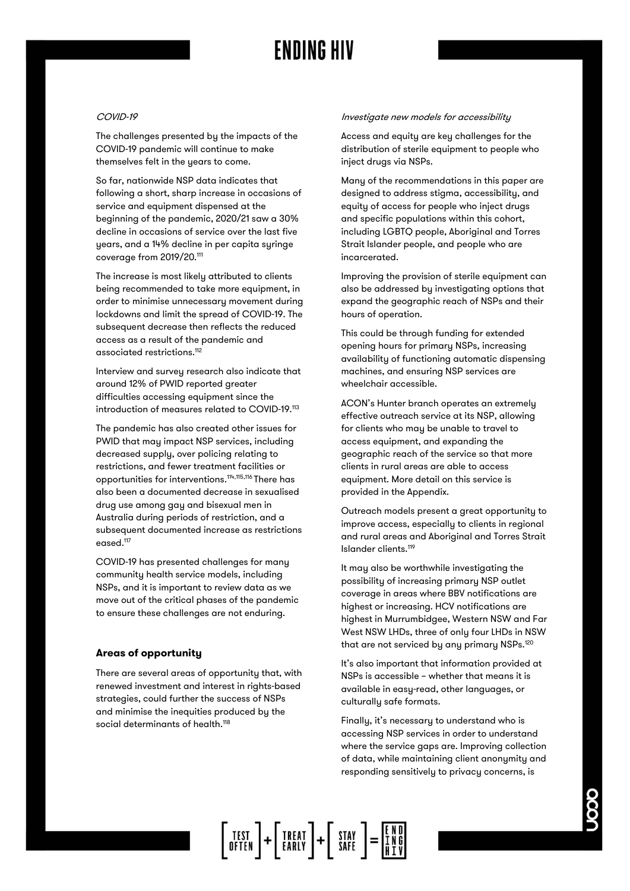*COVID-19*

The challenges presented by the impacts of the COVID-19 pandemic will continue to make themselves felt in the years to come.

So far, nationwide NSP data indicates that following a short, sharp increase in occasions of service and equipment dispensed at the beginning of the pandemic, 2020/21 saw a 30% decline in occasions of service over the last five years, and a 14% decline in per capita syringe coverage from 2019/20.[111]

The increase is most likely attributed to clients being recommended to take more equipment, in order to minimise unnecessary movement during lockdowns and limit the spread of COVID-19. The subsequent decrease then reflects the reduced access as a result of the pandemic and associated restrictions.[112]

Interview and survey research also indicate that around 12% of PWID reported greater difficulties accessing equipment since the introduction of measures related to COVID-19.[113]

The pandemic has also created other issues for PWID that may impact NSP services, including decreased supply, over policing relating to restrictions, and fewer treatment facilities or opportunities for interventions.[114,115,116] There has also been a documented decrease in sexualised drug use among gay and bisexual men in Australia during periods of restriction, and a subsequent documented increase as restrictions eased.[117]

COVID-19 has presented challenges for many community health service models, including NSPs, and it is important to review data as we move out of the critical phases of the pandemic to ensure these challenges are not enduring.

### Areas of opportunity

There are several areas of opportunity that, with renewed investment and interest in rights-based strategies, could further the success of NSPs and minimise the inequities produced by the social determinants of health.[118]

*Investigate new models for accessibility*

Access and equity are key challenges for the distribution of sterile equipment to people who inject drugs via NSPs.

Many of the recommendations in this paper are designed to address stigma, accessibility, and equity of access for people who inject drugs and specific populations within this cohort, including LGBTQ people, Aboriginal and Torres Strait Islander people, and people who are incarcerated.

Improving the provision of sterile equipment can also be addressed by investigating options that expand the geographic reach of NSPs and their hours of operation.

This could be through funding for extended opening hours for primary NSPs, increasing availability of functioning automatic dispensing machines, and ensuring NSP services are wheelchair accessible.

ACON's Hunter branch operates an extremely effective outreach service at its NSP, allowing for clients who may be unable to travel to access equipment, and expanding the geographic reach of the service so that more clients in rural areas are able to access equipment. More detail on this service is provided in the Appendix.

Outreach models present a great opportunity to improve access, especially to clients in regional and rural areas and Aboriginal and Torres Strait Islander clients.[119]

It may also be worthwhile investigating the possibility of increasing primary NSP outlet coverage in areas where BBV notifications are highest or increasing. HCV notifications are highest in Murrumbidgee, Western NSW and Far West NSW LHDs, three of only four LHDs in NSW that are not serviced by any primary NSPs.[120]

It's also important that information provided at NSPs is accessible – whether that means it is available in easy-read, other languages, or culturally safe formats.

Finally, it's necessary to understand who is accessing NSP services in order to understand where the service gaps are. Improving collection of data, while maintaining client anonymity and responding sensitively to privacy concerns, is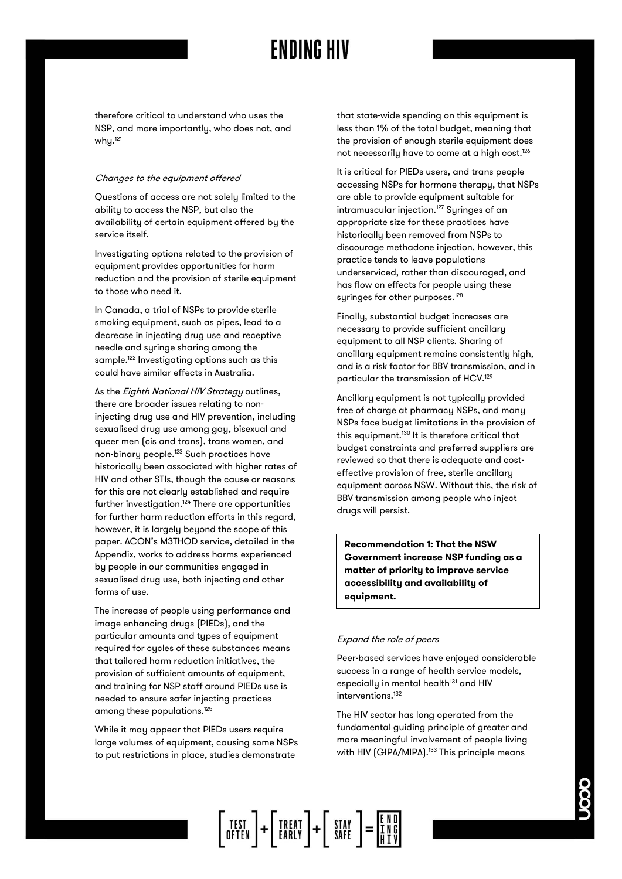therefore critical to understand who uses the NSP, and more importantly, who does not, and why.[121]

*Changes to the equipment offered*

Questions of access are not solely limited to the ability to access the NSP, but also the availability of certain equipment offered by the service itself.

Investigating options related to the provision of equipment provides opportunities for harm reduction and the provision of sterile equipment to those who need it.

In Canada, a trial of NSPs to provide sterile smoking equipment, such as pipes, lead to a decrease in injecting drug use and receptive needle and syringe sharing among the sample.[122] Investigating options such as this could have similar effects in Australia.

As the *Eighth National HIV Strategy* outlines, there are broader issues relating to non-injecting drug use and HIV prevention, including sexualised drug use among gay, bisexual and queer men (cis and trans), trans women, and non-binary people.[123] Such practices have historically been associated with higher rates of HIV and other STIs, though the cause or reasons for this are not clearly established and require further investigation.[124] There are opportunities for further harm reduction efforts in this regard, however, it is largely beyond the scope of this paper. ACON's M3THOD service, detailed in the Appendix, works to address harms experienced by people in our communities engaged in sexualised drug use, both injecting and other forms of use.

The increase of people using performance and image enhancing drugs (PIEDs), and the particular amounts and types of equipment required for cycles of these substances means that tailored harm reduction initiatives, the provision of sufficient amounts of equipment, and training for NSP staff around PIEDs use is needed to ensure safer injecting practices among these populations.[125]

While it may appear that PIEDs users require large volumes of equipment, causing some NSPs to put restrictions in place, studies demonstrate that state-wide spending on this equipment is less than 1% of the total budget, meaning that the provision of enough sterile equipment does not necessarily have to come at a high cost.[126]

It is critical for PIEDs users, and trans people accessing NSPs for hormone therapy, that NSPs are able to provide equipment suitable for intramuscular injection.[127] Syringes of an appropriate size for these practices have historically been removed from NSPs to discourage methadone injection, however, this practice tends to leave populations underserviced, rather than discouraged, and has flow on effects for people using these syringes for other purposes.[128]

Finally, substantial budget increases are necessary to provide sufficient ancillary equipment to all NSP clients. Sharing of ancillary equipment remains consistently high, and is a risk factor for BBV transmission, and in particular the transmission of HCV.[129]

Ancillary equipment is not typically provided free of charge at pharmacy NSPs, and many NSPs face budget limitations in the provision of this equipment.[130] It is therefore critical that budget constraints and preferred suppliers are reviewed so that there is adequate and cost-effective provision of free, sterile ancillary equipment across NSW. Without this, the risk of BBV transmission among people who inject drugs will persist.

**Recommendation 1: That the NSW Government increase NSP funding as a matter of priority to improve service accessibility and availability of equipment.**

*Expand the role of peers*

Peer-based services have enjoyed considerable success in a range of health service models, especially in mental health[131] and HIV interventions.[132]

The HIV sector has long operated from the fundamental guiding principle of greater and more meaningful involvement of people living with HIV (GIPA/MIPA).[133] This principle means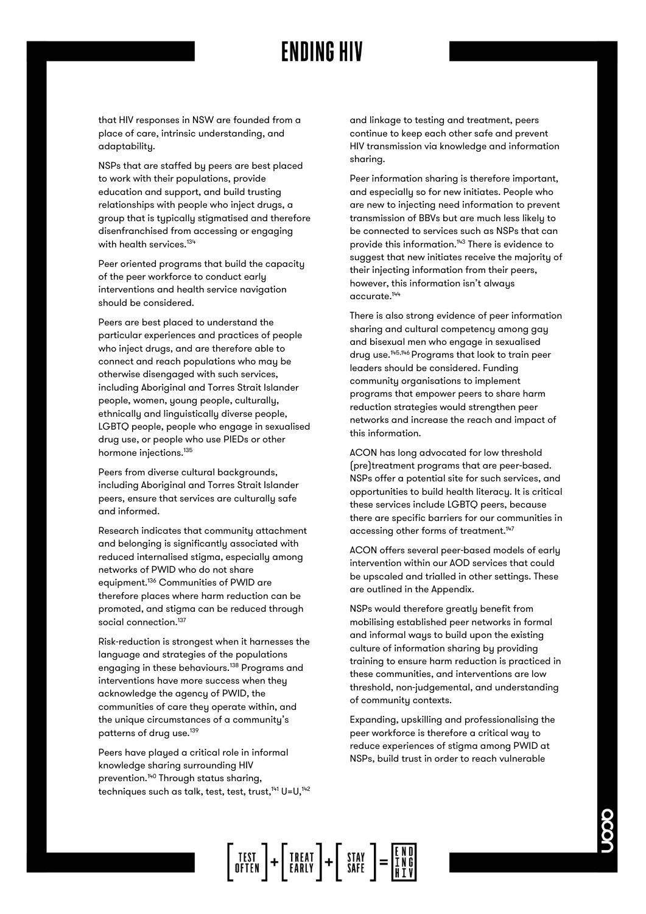that HIV responses in NSW are founded from a place of care, intrinsic understanding, and adaptability.

NSPs that are staffed by peers are best placed to work with their populations, provide education and support, and build trusting relationships with people who inject drugs, a group that is typically stigmatised and therefore disenfranchised from accessing or engaging with health services.[134]

Peer oriented programs that build the capacity of the peer workforce to conduct early interventions and health service navigation should be considered.

Peers are best placed to understand the particular experiences and practices of people who inject drugs, and are therefore able to connect and reach populations who may be otherwise disengaged with such services, including Aboriginal and Torres Strait Islander people, women, young people, culturally, ethnically and linguistically diverse people, LGBTQ people, people who engage in sexualised drug use, or people who use PIEDs or other hormone injections.[135]

Peers from diverse cultural backgrounds, including Aboriginal and Torres Strait Islander peers, ensure that services are culturally safe and informed.

Research indicates that community attachment and belonging is significantly associated with reduced internalised stigma, especially among networks of PWID who do not share equipment.[136] Communities of PWID are therefore places where harm reduction can be promoted, and stigma can be reduced through social connection.[137]

Risk-reduction is strongest when it harnesses the language and strategies of the populations engaging in these behaviours.[138] Programs and interventions have more success when they acknowledge the agency of PWID, the communities of care they operate within, and the unique circumstances of a community's patterns of drug use.[139]

Peers have played a critical role in informal knowledge sharing surrounding HIV prevention.[140] Through status sharing, techniques such as talk, test, test, trust,[141] U=U,[142] and linkage to testing and treatment, peers continue to keep each other safe and prevent HIV transmission via knowledge and information sharing.

Peer information sharing is therefore important, and especially so for new initiates. People who are new to injecting need information to prevent transmission of BBVs but are much less likely to be connected to services such as NSPs that can provide this information.[143] There is evidence to suggest that new initiates receive the majority of their injecting information from their peers, however, this information isn't always accurate.[144]

There is also strong evidence of peer information sharing and cultural competency among gay and bisexual men who engage in sexualised drug use.[145,146] Programs that look to train peer leaders should be considered. Funding community organisations to implement programs that empower peers to share harm reduction strategies would strengthen peer networks and increase the reach and impact of this information.

ACON has long advocated for low threshold (pre)treatment programs that are peer-based. NSPs offer a potential site for such services, and opportunities to build health literacy. It is critical these services include LGBTQ peers, because there are specific barriers for our communities in accessing other forms of treatment.[147]

ACON offers several peer-based models of early intervention within our AOD services that could be upscaled and trialled in other settings. These are outlined in the Appendix.

NSPs would therefore greatly benefit from mobilising established peer networks in formal and informal ways to build upon the existing culture of information sharing by providing training to ensure harm reduction is practiced in these communities, and interventions are low threshold, non-judgemental, and understanding of community contexts.

Expanding, upskilling and professionalising the peer workforce is therefore a critical way to reduce experiences of stigma among PWID at NSPs, build trust in order to reach vulnerable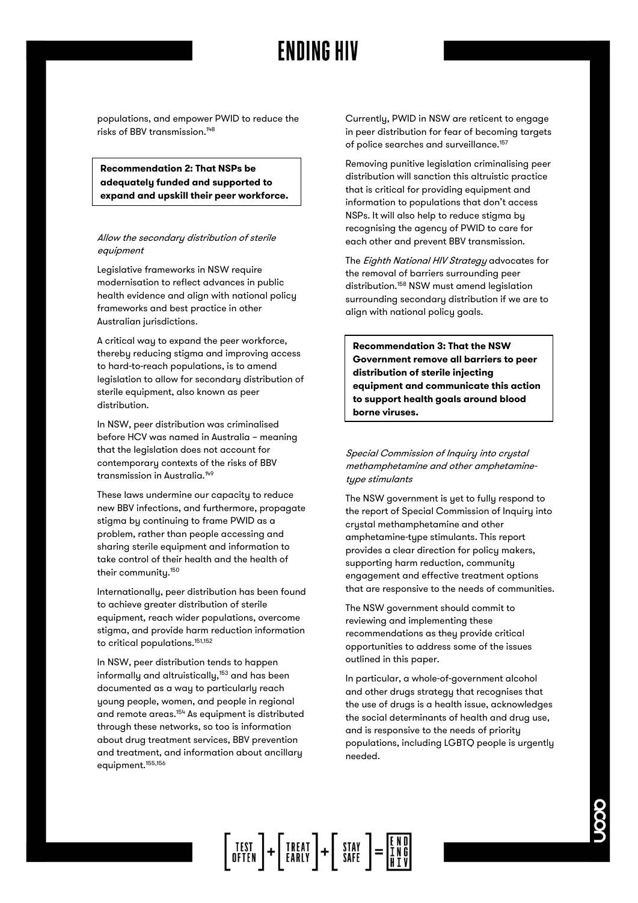populations, and empower PWID to reduce the risks of BBV transmission.[148]

**Recommendation 2: That NSPs be adequately funded and supported to expand and upskill their peer workforce.**

*Allow the secondary distribution of sterile equipment*

Legislative frameworks in NSW require modernisation to reflect advances in public health evidence and align with national policy frameworks and best practice in other Australian jurisdictions.

A critical way to expand the peer workforce, thereby reducing stigma and improving access to hard-to-reach populations, is to amend legislation to allow for secondary distribution of sterile equipment, also known as peer distribution.

In NSW, peer distribution was criminalised before HCV was named in Australia – meaning that the legislation does not account for contemporary contexts of the risks of BBV transmission in Australia.[149]

These laws undermine our capacity to reduce new BBV infections, and furthermore, propagate stigma by continuing to frame PWID as a problem, rather than people accessing and sharing sterile equipment and information to take control of their health and the health of their community.[150]

Internationally, peer distribution has been found to achieve greater distribution of sterile equipment, reach wider populations, overcome stigma, and provide harm reduction information to critical populations.[151,152]

In NSW, peer distribution tends to happen informally and altruistically,[153] and has been documented as a way to particularly reach young people, women, and people in regional and remote areas.[154] As equipment is distributed through these networks, so too is information about drug treatment services, BBV prevention and treatment, and information about ancillary equipment.[155,156]

Currently, PWID in NSW are reticent to engage in peer distribution for fear of becoming targets of police searches and surveillance.[157]

Removing punitive legislation criminalising peer distribution will sanction this altruistic practice that is critical for providing equipment and information to populations that don't access NSPs. It will also help to reduce stigma by recognising the agency of PWID to care for each other and prevent BBV transmission.

The *Eighth National HIV Strategy* advocates for the removal of barriers surrounding peer distribution.[158] NSW must amend legislation surrounding secondary distribution if we are to align with national policy goals.

**Recommendation 3: That the NSW Government remove all barriers to peer distribution of sterile injecting equipment and communicate this action to support health goals around blood borne viruses.**

*Special Commission of Inquiry into crystal methamphetamine and other amphetamine-type stimulants*

The NSW government is yet to fully respond to the report of Special Commission of Inquiry into crystal methamphetamine and other amphetamine-type stimulants. This report provides a clear direction for policy makers, supporting harm reduction, community engagement and effective treatment options that are responsive to the needs of communities.

The NSW government should commit to reviewing and implementing these recommendations as they provide critical opportunities to address some of the issues outlined in this paper.

In particular, a whole-of-government alcohol and other drugs strategy that recognises that the use of drugs is a health issue, acknowledges the social determinants of health and drug use, and is responsive to the needs of priority populations, including LGBTQ people is urgently needed.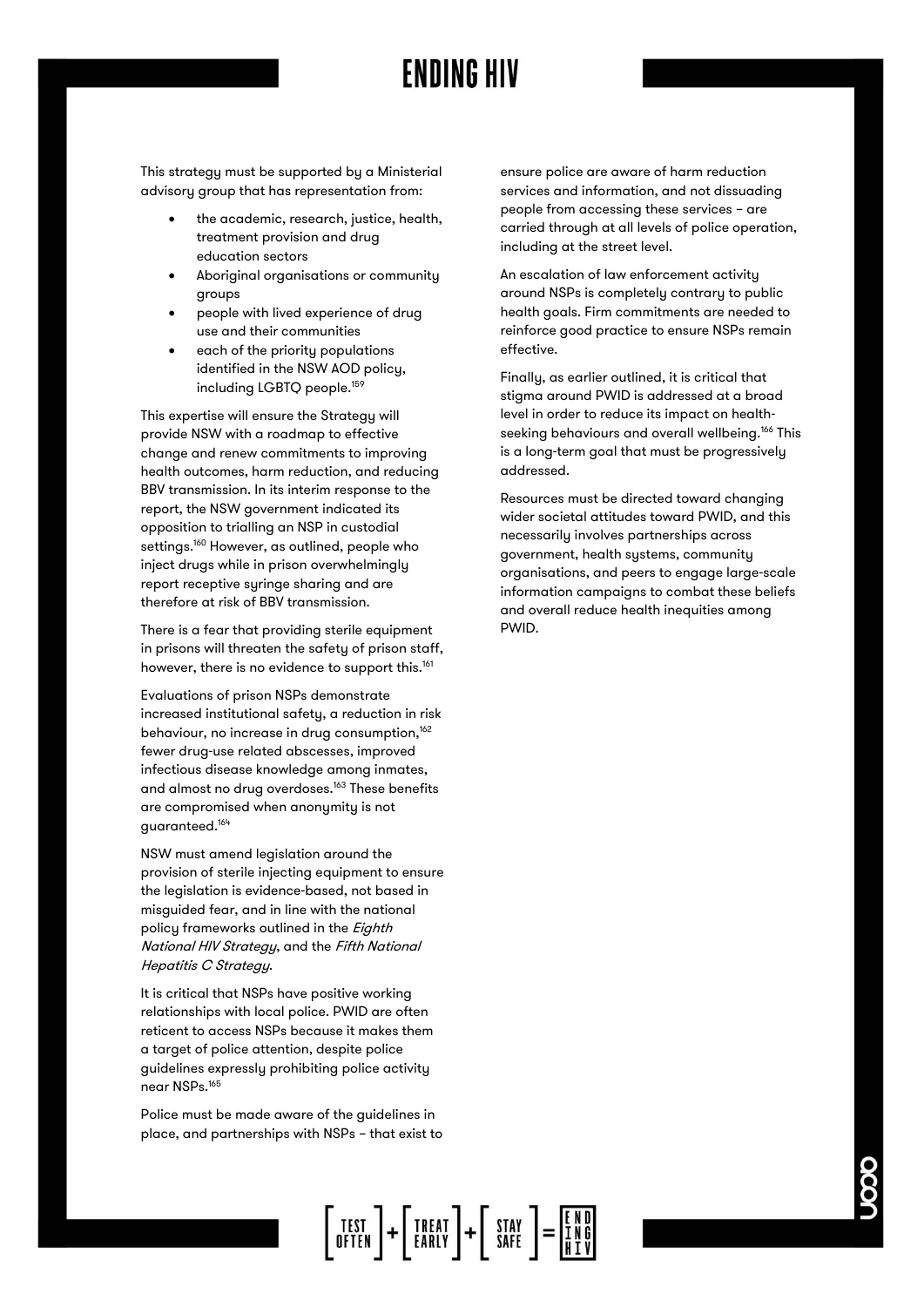This strategy must be supported by a Ministerial advisory group that has representation from:

- the academic, research, justice, health, treatment provision and drug education sectors
- Aboriginal organisations or community groups
- people with lived experience of drug use and their communities
- each of the priority populations identified in the NSW AOD policy, including LGBTQ people.[159]

This expertise will ensure the Strategy will provide NSW with a roadmap to effective change and renew commitments to improving health outcomes, harm reduction, and reducing BBV transmission. In its interim response to the report, the NSW government indicated its opposition to trialling an NSP in custodial settings.[160] However, as outlined, people who inject drugs while in prison overwhelmingly report receptive syringe sharing and are therefore at risk of BBV transmission.

There is a fear that providing sterile equipment in prisons will threaten the safety of prison staff, however, there is no evidence to support this.[161]

Evaluations of prison NSPs demonstrate increased institutional safety, a reduction in risk behaviour, no increase in drug consumption,[162] fewer drug-use related abscesses, improved infectious disease knowledge among inmates, and almost no drug overdoses.[163] These benefits are compromised when anonymity is not guaranteed.[164]

NSW must amend legislation around the provision of sterile injecting equipment to ensure the legislation is evidence-based, not based in misguided fear, and in line with the national policy frameworks outlined in the *Eighth National HIV Strategy*, and the *Fifth National Hepatitis C Strategy*.

It is critical that NSPs have positive working relationships with local police. PWID are often reticent to access NSPs because it makes them a target of police attention, despite police guidelines expressly prohibiting police activity near NSPs.[165]

Police must be made aware of the guidelines in place, and partnerships with NSPs – that exist to ensure police are aware of harm reduction services and information, and not dissuading people from accessing these services – are carried through at all levels of police operation, including at the street level.

An escalation of law enforcement activity around NSPs is completely contrary to public health goals. Firm commitments are needed to reinforce good practice to ensure NSPs remain effective.

Finally, as earlier outlined, it is critical that stigma around PWID is addressed at a broad level in order to reduce its impact on health-seeking behaviours and overall wellbeing.[166] This is a long-term goal that must be progressively addressed.

Resources must be directed toward changing wider societal attitudes toward PWID, and this necessarily involves partnerships across government, health systems, community organisations, and peers to engage large-scale information campaigns to combat these beliefs and overall reduce health inequities among PWID.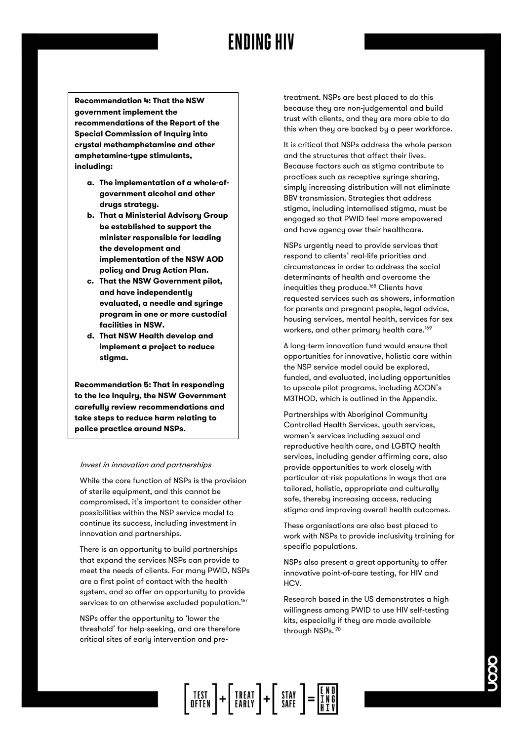**Recommendation 4: That the NSW government implement the recommendations of the Report of the Special Commission of Inquiry into crystal methamphetamine and other amphetamine-type stimulants, including:**

- **a. The implementation of a whole-of-government alcohol and other drugs strategy.**
- **b. That a Ministerial Advisory Group be established to support the minister responsible for leading the development and implementation of the NSW AOD policy and Drug Action Plan.**
- **c. That the NSW Government pilot, and have independently evaluated, a needle and syringe program in one or more custodial facilities in NSW.**
- **d. That NSW Health develop and implement a project to reduce stigma.**

**Recommendation 5: That in responding to the Ice Inquiry, the NSW Government carefully review recommendations and take steps to reduce harm relating to police practice around NSPs.**

*Invest in innovation and partnerships*

While the core function of NSPs is the provision of sterile equipment, and this cannot be compromised, it's important to consider other possibilities within the NSP service model to continue its success, including investment in innovation and partnerships.

There is an opportunity to build partnerships that expand the services NSPs can provide to meet the needs of clients. For many PWID, NSPs are a first point of contact with the health system, and so offer an opportunity to provide services to an otherwise excluded population.[167]

NSPs offer the opportunity to 'lower the threshold' for help-seeking, and are therefore critical sites of early intervention and pre-treatment. NSPs are best placed to do this because they are non-judgemental and build trust with clients, and they are more able to do this when they are backed by a peer workforce.

It is critical that NSPs address the whole person and the structures that affect their lives. Because factors such as stigma contribute to practices such as receptive syringe sharing, simply increasing distribution will not eliminate BBV transmission. Strategies that address stigma, including internalised stigma, must be engaged so that PWID feel more empowered and have agency over their healthcare.

NSPs urgently need to provide services that respond to clients' real-life priorities and circumstances in order to address the social determinants of health and overcome the inequities they produce.[168] Clients have requested services such as showers, information for parents and pregnant people, legal advice, housing services, mental health, services for sex workers, and other primary health care.[169]

A long-term innovation fund would ensure that opportunities for innovative, holistic care within the NSP service model could be explored, funded, and evaluated, including opportunities to upscale pilot programs, including ACON's M3THOD, which is outlined in the Appendix.

Partnerships with Aboriginal Community Controlled Health Services, youth services, women's services including sexual and reproductive health care, and LGBTQ health services, including gender affirming care, also provide opportunities to work closely with particular at-risk populations in ways that are tailored, holistic, appropriate and culturally safe, thereby increasing access, reducing stigma and improving overall health outcomes.

These organisations are also best placed to work with NSPs to provide inclusivity training for specific populations.

NSPs also present a great opportunity to offer innovative point-of-care testing, for HIV and HCV.

Research based in the US demonstrates a high willingness among PWID to use HIV self-testing kits, especially if they are made available through NSPs.[170]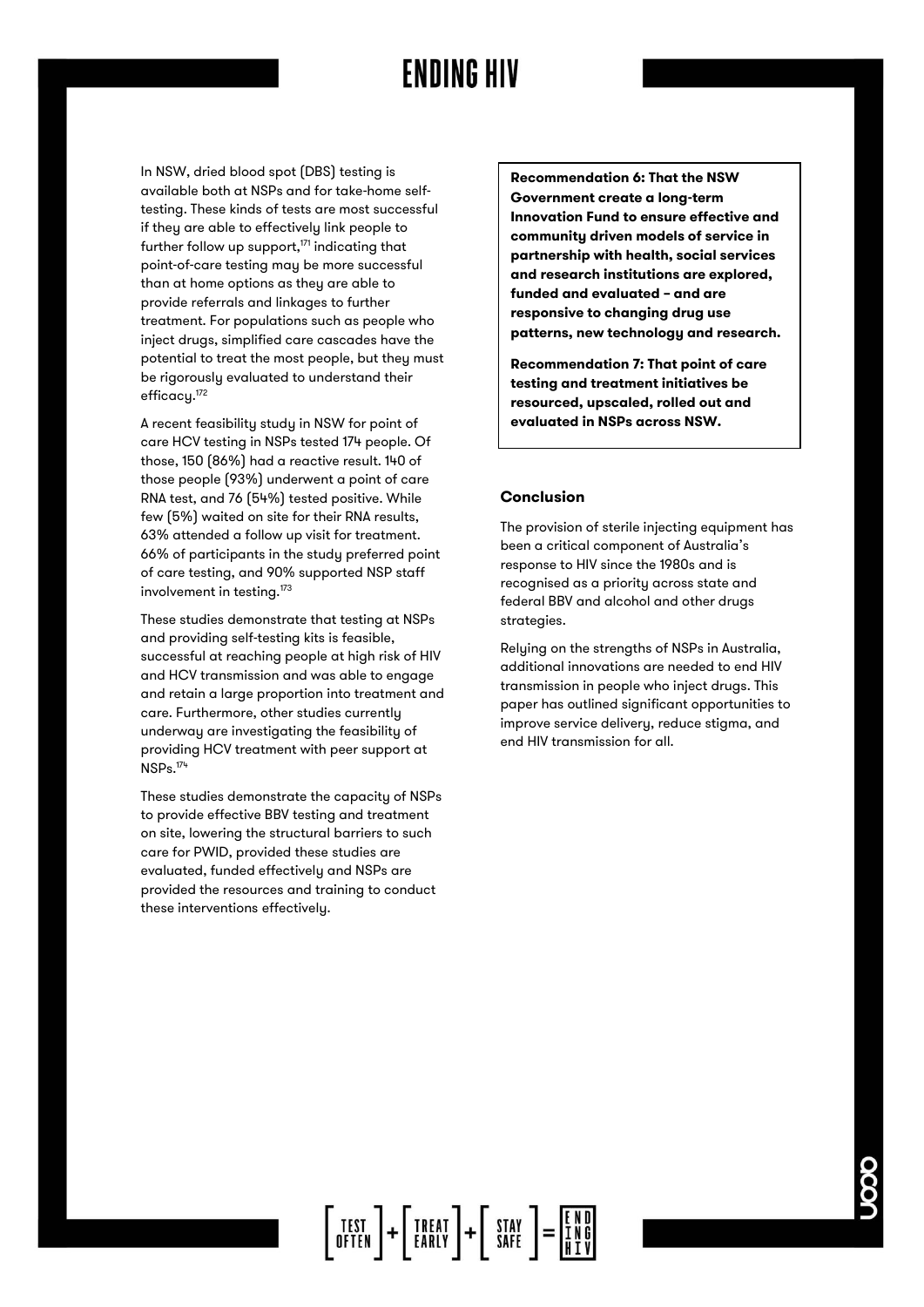In NSW, dried blood spot (DBS) testing is available both at NSPs and for take-home self-testing. These kinds of tests are most successful if they are able to effectively link people to further follow up support,[171] indicating that point-of-care testing may be more successful than at home options as they are able to provide referrals and linkages to further treatment. For populations such as people who inject drugs, simplified care cascades have the potential to treat the most people, but they must be rigorously evaluated to understand their efficacy.[172]

A recent feasibility study in NSW for point of care HCV testing in NSPs tested 174 people. Of those, 150 (86%) had a reactive result. 140 of those people (93%) underwent a point of care RNA test, and 76 (54%) tested positive. While few (5%) waited on site for their RNA results, 63% attended a follow up visit for treatment. 66% of participants in the study preferred point of care testing, and 90% supported NSP staff involvement in testing.[173]

These studies demonstrate that testing at NSPs and providing self-testing kits is feasible, successful at reaching people at high risk of HIV and HCV transmission and was able to engage and retain a large proportion into treatment and care. Furthermore, other studies currently underway are investigating the feasibility of providing HCV treatment with peer support at NSPs.[174]

These studies demonstrate the capacity of NSPs to provide effective BBV testing and treatment on site, lowering the structural barriers to such care for PWID, provided these studies are evaluated, funded effectively and NSPs are provided the resources and training to conduct these interventions effectively.

**Recommendation 6: That the NSW Government create a long-term Innovation Fund to ensure effective and community driven models of service in partnership with health, social services and research institutions are explored, funded and evaluated – and are responsive to changing drug use patterns, new technology and research.**

**Recommendation 7: That point of care testing and treatment initiatives be resourced, upscaled, rolled out and evaluated in NSPs across NSW.**

### Conclusion

The provision of sterile injecting equipment has been a critical component of Australia's response to HIV since the 1980s and is recognised as a priority across state and federal BBV and alcohol and other drugs strategies.

Relying on the strengths of NSPs in Australia, additional innovations are needed to end HIV transmission in people who inject drugs. This paper has outlined significant opportunities to improve service delivery, reduce stigma, and end HIV transmission for all.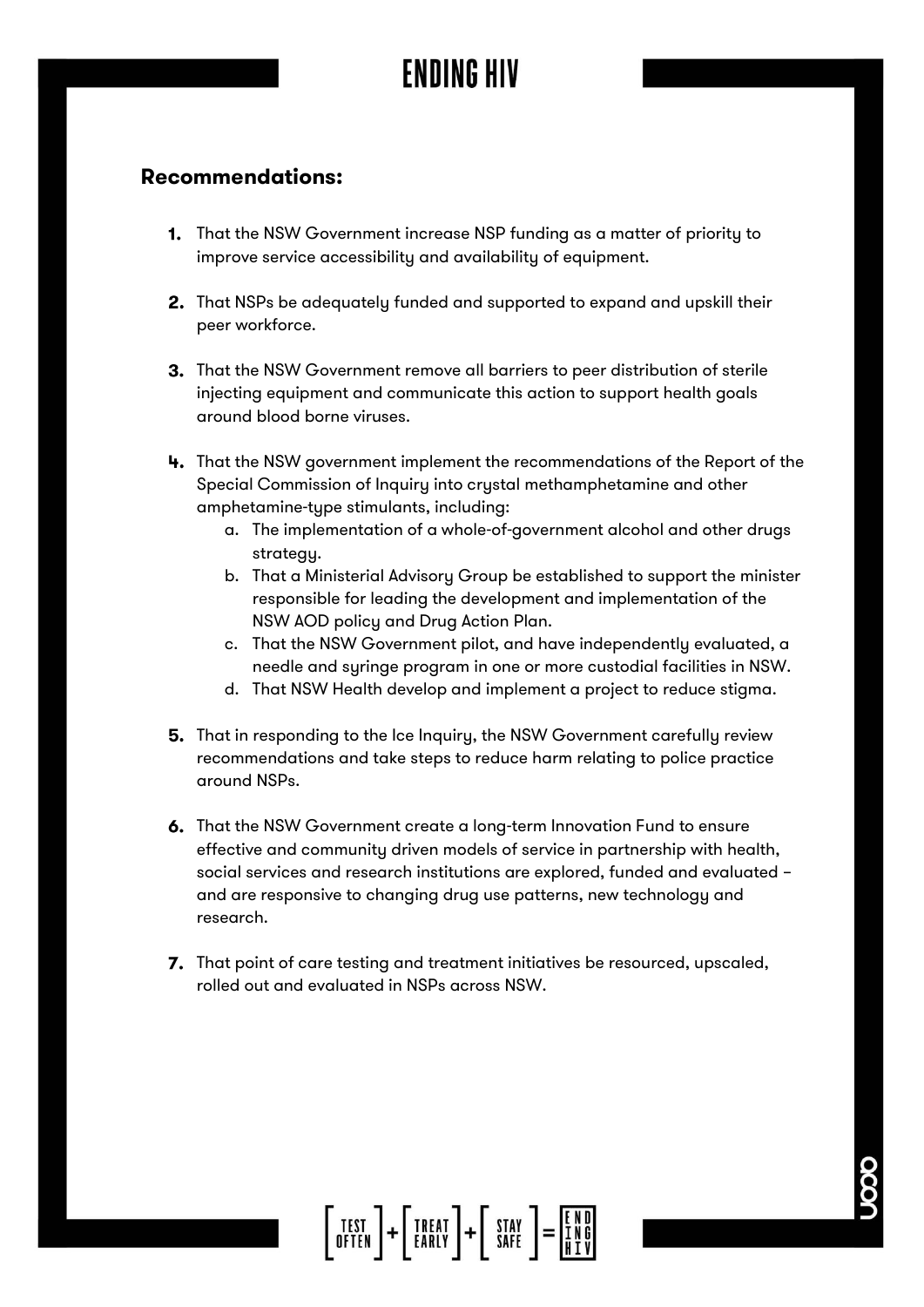**Recommendations:**

1. That the NSW Government increase NSP funding as a matter of priority to improve service accessibility and availability of equipment.

2. That NSPs be adequately funded and supported to expand and upskill their peer workforce.

3. That the NSW Government remove all barriers to peer distribution of sterile injecting equipment and communicate this action to support health goals around blood borne viruses.

4. That the NSW government implement the recommendations of the Report of the Special Commission of Inquiry into crystal methamphetamine and other amphetamine-type stimulants, including:
    a. The implementation of a whole-of-government alcohol and other drugs strategy.
    b. That a Ministerial Advisory Group be established to support the minister responsible for leading the development and implementation of the NSW AOD policy and Drug Action Plan.
    c. That the NSW Government pilot, and have independently evaluated, a needle and syringe program in one or more custodial facilities in NSW.
    d. That NSW Health develop and implement a project to reduce stigma.

5. That in responding to the Ice Inquiry, the NSW Government carefully review recommendations and take steps to reduce harm relating to police practice around NSPs.

6. That the NSW Government create a long-term Innovation Fund to ensure effective and community driven models of service in partnership with health, social services and research institutions are explored, funded and evaluated – and are responsive to changing drug use patterns, new technology and research.

7. That point of care testing and treatment initiatives be resourced, upscaled, rolled out and evaluated in NSPs across NSW.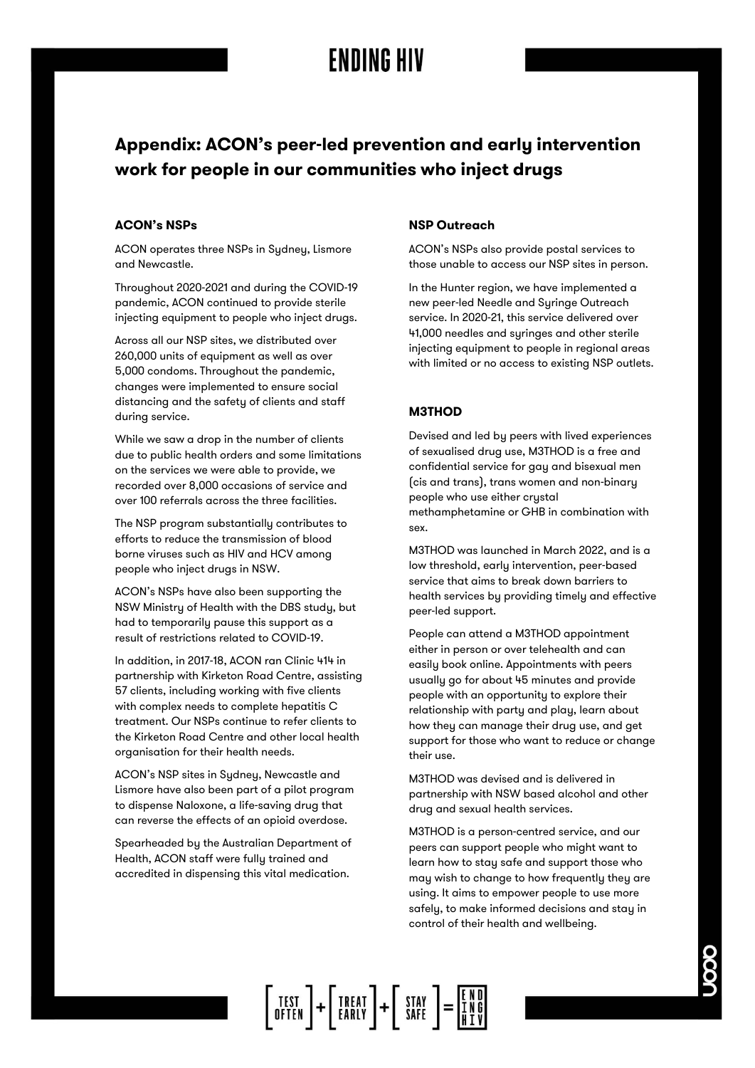## Appendix: ACON's peer-led prevention and early intervention work for people in our communities who inject drugs

### ACON's NSPs

ACON operates three NSPs in Sydney, Lismore and Newcastle.

Throughout 2020-2021 and during the COVID-19 pandemic, ACON continued to provide sterile injecting equipment to people who inject drugs.

Across all our NSP sites, we distributed over 260,000 units of equipment as well as over 5,000 condoms. Throughout the pandemic, changes were implemented to ensure social distancing and the safety of clients and staff during service.

While we saw a drop in the number of clients due to public health orders and some limitations on the services we were able to provide, we recorded over 8,000 occasions of service and over 100 referrals across the three facilities.

The NSP program substantially contributes to efforts to reduce the transmission of blood borne viruses such as HIV and HCV among people who inject drugs in NSW.

ACON's NSPs have also been supporting the NSW Ministry of Health with the DBS study, but had to temporarily pause this support as a result of restrictions related to COVID-19.

In addition, in 2017-18, ACON ran Clinic 414 in partnership with Kirketon Road Centre, assisting 57 clients, including working with five clients with complex needs to complete hepatitis C treatment. Our NSPs continue to refer clients to the Kirketon Road Centre and other local health organisation for their health needs.

ACON's NSP sites in Sydney, Newcastle and Lismore have also been part of a pilot program to dispense Naloxone, a life-saving drug that can reverse the effects of an opioid overdose.

Spearheaded by the Australian Department of Health, ACON staff were fully trained and accredited in dispensing this vital medication.

### NSP Outreach

ACON's NSPs also provide postal services to those unable to access our NSP sites in person.

In the Hunter region, we have implemented a new peer-led Needle and Syringe Outreach service. In 2020-21, this service delivered over 41,000 needles and syringes and other sterile injecting equipment to people in regional areas with limited or no access to existing NSP outlets.

### M3THOD

Devised and led by peers with lived experiences of sexualised drug use, M3THOD is a free and confidential service for gay and bisexual men (cis and trans), trans women and non-binary people who use either crystal methamphetamine or GHB in combination with sex.

M3THOD was launched in March 2022, and is a low threshold, early intervention, peer-based service that aims to break down barriers to health services by providing timely and effective peer-led support.

People can attend a M3THOD appointment either in person or over telehealth and can easily book online. Appointments with peers usually go for about 45 minutes and provide people with an opportunity to explore their relationship with party and play, learn about how they can manage their drug use, and get support for those who want to reduce or change their use.

M3THOD was devised and is delivered in partnership with NSW based alcohol and other drug and sexual health services.

M3THOD is a person-centred service, and our peers can support people who might want to learn how to stay safe and support those who may wish to change to how frequently they are using. It aims to empower people to use more safely, to make informed decisions and stay in control of their health and wellbeing.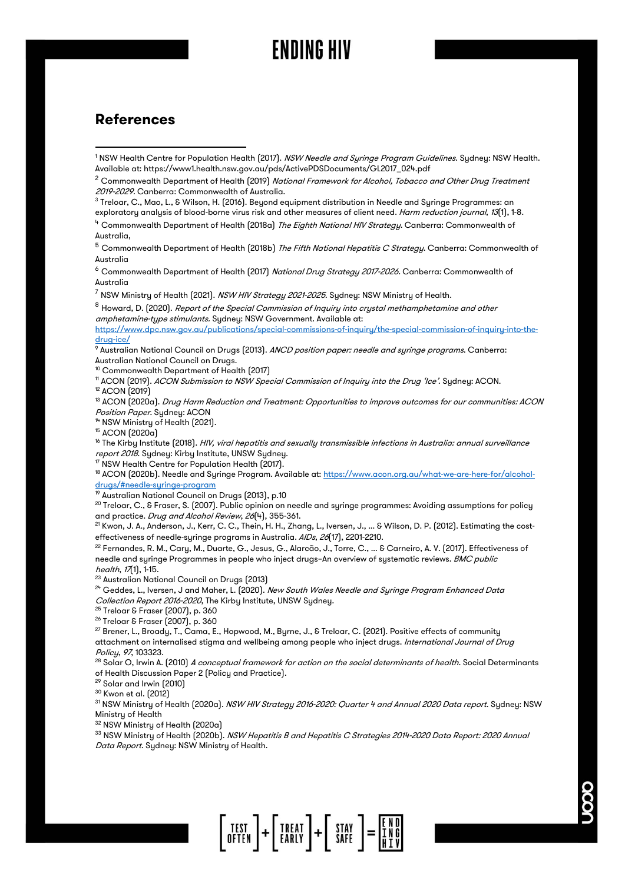## References

[1] NSW Health Centre for Population Health (2017). *NSW Needle and Syringe Program Guidelines.* Sydney: NSW Health. Available at: https://www1.health.nsw.gov.au/pds/ActivePDSDocuments/GL2017_024.pdf

[2] Commonwealth Department of Health (2019) *National Framework for Alcohol, Tobacco and Other Drug Treatment 2019-2029.* Canberra: Commonwealth of Australia.

[3] Treloar, C., Mao, L., & Wilson, H. (2016). Beyond equipment distribution in Needle and Syringe Programmes: an exploratory analysis of blood-borne virus risk and other measures of client need. *Harm reduction journal*, *13*(1), 1-8.

[4] Commonwealth Department of Health (2018a) *The Eighth National HIV Strategy.* Canberra: Commonwealth of Australia,

[5] Commonwealth Department of Health (2018b) *The Fifth National Hepatitis C Strategy.* Canberra: Commonwealth of Australia

[6] Commonwealth Department of Health (2017) *National Drug Strategy 2017-2026.* Canberra: Commonwealth of Australia

[7] NSW Ministry of Health (2021). *NSW HIV Strategy 2021-2025.* Sydney: NSW Ministry of Health.

[8] Howard, D. (2020). *Report of the Special Commission of Inquiry into crystal methamphetamine and other amphetamine-type stimulants.* Sydney: NSW Government. Available at: https://www.dpc.nsw.gov.au/publications/special-commissions-of-inquiry/the-special-commission-of-inquiry-into-the-drug-ice/

[9] Australian National Council on Drugs (2013). *ANCD position paper: needle and syringe programs.* Canberra: Australian National Council on Drugs.

[10] Commonwealth Department of Health (2017)

[11] ACON (2019). *ACON Submission to NSW Special Commission of Inquiry into the Drug 'Ice'.* Sydney: ACON.

[12] ACON (2019)

[13] ACON (2020a). *Drug Harm Reduction and Treatment: Opportunities to improve outcomes for our communities: ACON Position Paper.* Sydney: ACON

[14] NSW Ministry of Health (2021).

[15] ACON (2020a)

[16] The Kirby Institute (2018). *HIV, viral hepatitis and sexually transmissible infections in Australia: annual surveillance report 2018.* Sydney: Kirby Institute, UNSW Sydney.

[17] NSW Health Centre for Population Health (2017).

[18] ACON (2020b). Needle and Syringe Program. Available at: https://www.acon.org.au/what-we-are-here-for/alcohol-drugs/#needle-syringe-program

[19] Australian National Council on Drugs (2013), p.10

[20] Treloar, C., & Fraser, S. (2007). Public opinion on needle and syringe programmes: Avoiding assumptions for policy and practice. *Drug and Alcohol Review*, *26*(4), 355-361.

[21] Kwon, J. A., Anderson, J., Kerr, C. C., Thein, H. H., Zhang, L., Iversen, J., ... & Wilson, D. P. (2012). Estimating the cost-effectiveness of needle-syringe programs in Australia. *AIDs*, *26*(17), 2201-2210.

[22] Fernandes, R. M., Cary, M., Duarte, G., Jesus, G., Alarcão, J., Torre, C., ... & Carneiro, A. V. (2017). Effectiveness of needle and syringe Programmes in people who inject drugs–An overview of systematic reviews. *BMC public health*, *17*(1), 1-15.

[23] Australian National Council on Drugs (2013)

[24] Geddes, L., Iversen, J and Maher, L. (2020). *New South Wales Needle and Syringe Program Enhanced Data Collection Report 2016-2020*, The Kirby Institute, UNSW Sydney.

[25] Treloar & Fraser (2007), p. 360

[26] Treloar & Fraser (2007), p. 360

[27] Brener, L., Broady, T., Cama, E., Hopwood, M., Byrne, J., & Treloar, C. (2021). Positive effects of community attachment on internalised stigma and wellbeing among people who inject drugs. *International Journal of Drug Policy*, *97*, 103323.

[28] Solar O, Irwin A. (2010) *A conceptual framework for action on the social determinants of health.* Social Determinants of Health Discussion Paper 2 (Policy and Practice).

[29] Solar and Irwin (2010)

[30] Kwon et al. (2012)

[31] NSW Ministry of Health (2020a). *NSW HIV Strategy 2016-2020: Quarter 4 and Annual 2020 Data report.* Sydney: NSW Ministry of Health

[32] NSW Ministry of Health (2020a)

[33] NSW Ministry of Health (2020b). *NSW Hepatitis B and Hepatitis C Strategies 2014-2020 Data Report: 2020 Annual Data Report.* Sydney: NSW Ministry of Health.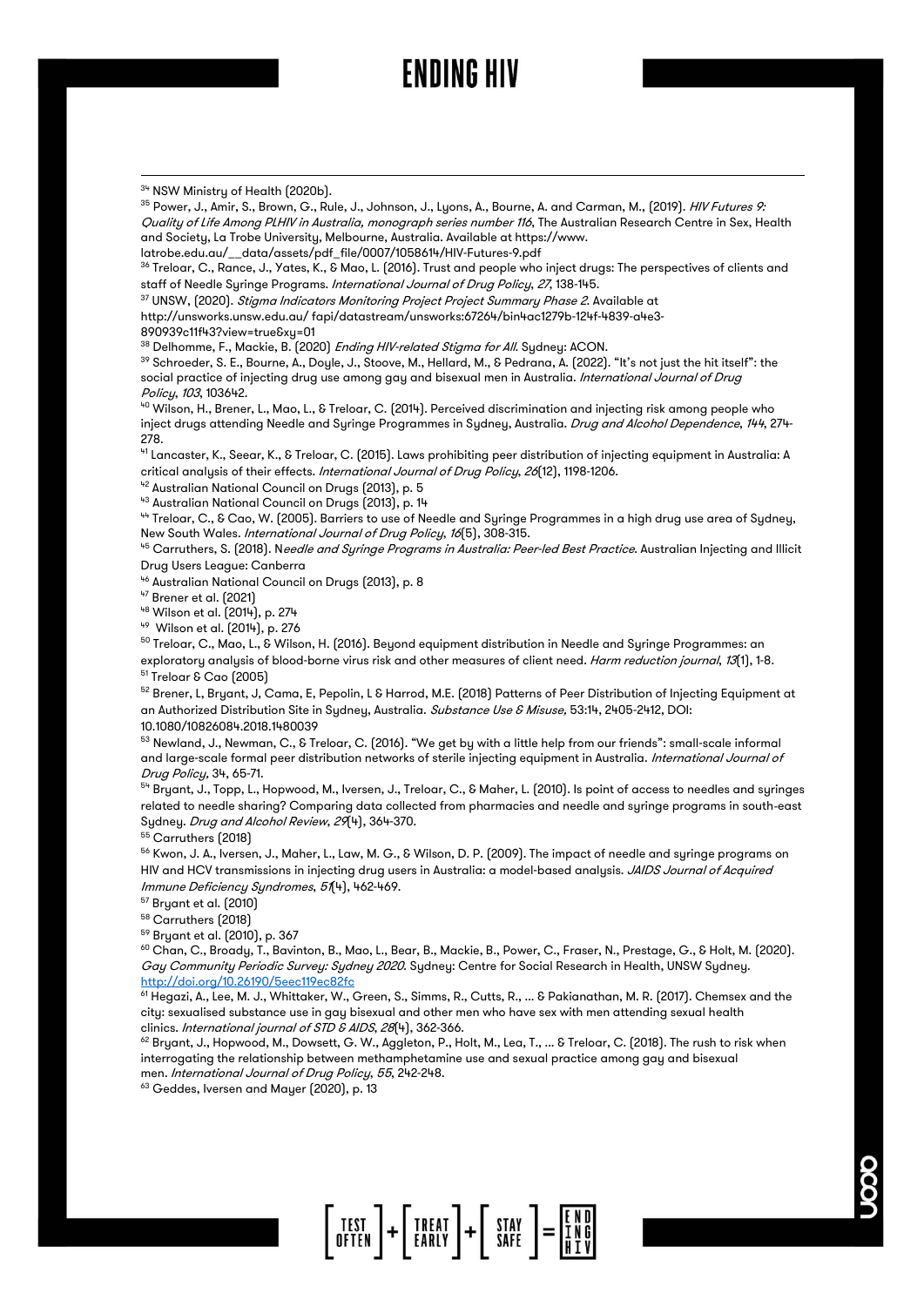[34] NSW Ministry of Health (2020b).

[35] Power, J., Amir, S., Brown, G., Rule, J., Johnson, J., Lyons, A., Bourne, A. and Carman, M., (2019). *HIV Futures 9: Quality of Life Among PLHIV in Australia, monograph series number 116*, The Australian Research Centre in Sex, Health and Society, La Trobe University, Melbourne, Australia. Available at https://www.latrobe.edu.au/__data/assets/pdf_file/0007/1058614/HIV-Futures-9.pdf

[36] Treloar, C., Rance, J., Yates, K., & Mao, L. (2016). Trust and people who inject drugs: The perspectives of clients and staff of Needle Syringe Programs. *International Journal of Drug Policy*, *27*, 138-145.

[37] UNSW, (2020). *Stigma Indicators Monitoring Project Project Summary Phase 2*. Available at http://unsworks.unsw.edu.au/ fapi/datastream/unsworks:67264/bin4ac1279b-124f-4839-a4e3-890939c11f43?view=true&xy=01

[38] Delhomme, F., Mackie, B. (2020) *Ending HIV-related Stigma for All*. Sydney: ACON.

[39] Schroeder, S. E., Bourne, A., Doyle, J., Stoove, M., Hellard, M., & Pedrana, A. (2022). "It's not just the hit itself": the social practice of injecting drug use among gay and bisexual men in Australia. *International Journal of Drug Policy*, *103*, 103642.

[40] Wilson, H., Brener, L., Mao, L., & Treloar, C. (2014). Perceived discrimination and injecting risk among people who inject drugs attending Needle and Syringe Programmes in Sydney, Australia. *Drug and Alcohol Dependence*, *144*, 274-278.

[41] Lancaster, K., Seear, K., & Treloar, C. (2015). Laws prohibiting peer distribution of injecting equipment in Australia: A critical analysis of their effects. *International Journal of Drug Policy*, *26*(12), 1198-1206.

[42] Australian National Council on Drugs (2013), p. 5

[43] Australian National Council on Drugs (2013), p. 14

[44] Treloar, C., & Cao, W. (2005). Barriers to use of Needle and Syringe Programmes in a high drug use area of Sydney, New South Wales. *International Journal of Drug Policy*, *16*(5), 308-315.

[45] Carruthers, S. (2018). N*eedle and Syringe Programs in Australia: Peer-led Best Practice*. Australian Injecting and Illicit Drug Users League: Canberra

[46] Australian National Council on Drugs (2013), p. 8

[47] Brener et al. (2021)

[48] Wilson et al. (2014), p. 274

[49] Wilson et al. (2014), p. 276

[50] Treloar, C., Mao, L., & Wilson, H. (2016). Beyond equipment distribution in Needle and Syringe Programmes: an exploratory analysis of blood-borne virus risk and other measures of client need. *Harm reduction journal*, *13*(1), 1-8.

[51] Treloar & Cao (2005)

[52] Brener, L, Bryant, J, Cama, E, Pepolin, L & Harrod, M.E. (2018) Patterns of Peer Distribution of Injecting Equipment at an Authorized Distribution Site in Sydney, Australia. *Substance Use & Misuse,* 53:14, 2405-2412, DOI: 10.1080/10826084.2018.1480039

[53] Newland, J., Newman, C., & Treloar, C. (2016). "We get by with a little help from our friends": small-scale informal and large-scale formal peer distribution networks of sterile injecting equipment in Australia. *International Journal of Drug Policy,* 34, 65-71.

[54] Bryant, J., Topp, L., Hopwood, M., Iversen, J., Treloar, C., & Maher, L. (2010). Is point of access to needles and syringes related to needle sharing? Comparing data collected from pharmacies and needle and syringe programs in south-east Sydney. *Drug and Alcohol Review*, *29*(4), 364-370.

[55] Carruthers (2018)

[56] Kwon, J. A., Iversen, J., Maher, L., Law, M. G., & Wilson, D. P. (2009). The impact of needle and syringe programs on HIV and HCV transmissions in injecting drug users in Australia: a model-based analysis. *JAIDS Journal of Acquired Immune Deficiency Syndromes*, *51*(4), 462-469.

[57] Bryant et al. (2010)

[58] Carruthers (2018)

[59] Bryant et al. (2010), p. 367

[60] Chan, C., Broady, T., Bavinton, B., Mao, L., Bear, B., Mackie, B., Power, C., Fraser, N., Prestage, G., & Holt, M. (2020). *Gay Community Periodic Survey: Sydney 2020*. Sydney: Centre for Social Research in Health, UNSW Sydney. http://doi.org/10.26190/5eec119ec82fc

[61] Hegazi, A., Lee, M. J., Whittaker, W., Green, S., Simms, R., Cutts, R., ... & Pakianathan, M. R. (2017). Chemsex and the city: sexualised substance use in gay bisexual and other men who have sex with men attending sexual health clinics. *International journal of STD & AIDS*, *28*(4), 362-366.

[62] Bryant, J., Hopwood, M., Dowsett, G. W., Aggleton, P., Holt, M., Lea, T., ... & Treloar, C. (2018). The rush to risk when interrogating the relationship between methamphetamine use and sexual practice among gay and bisexual men. *International Journal of Drug Policy*, *55*, 242-248.

[63] Geddes, Iversen and Mayer (2020), p. 13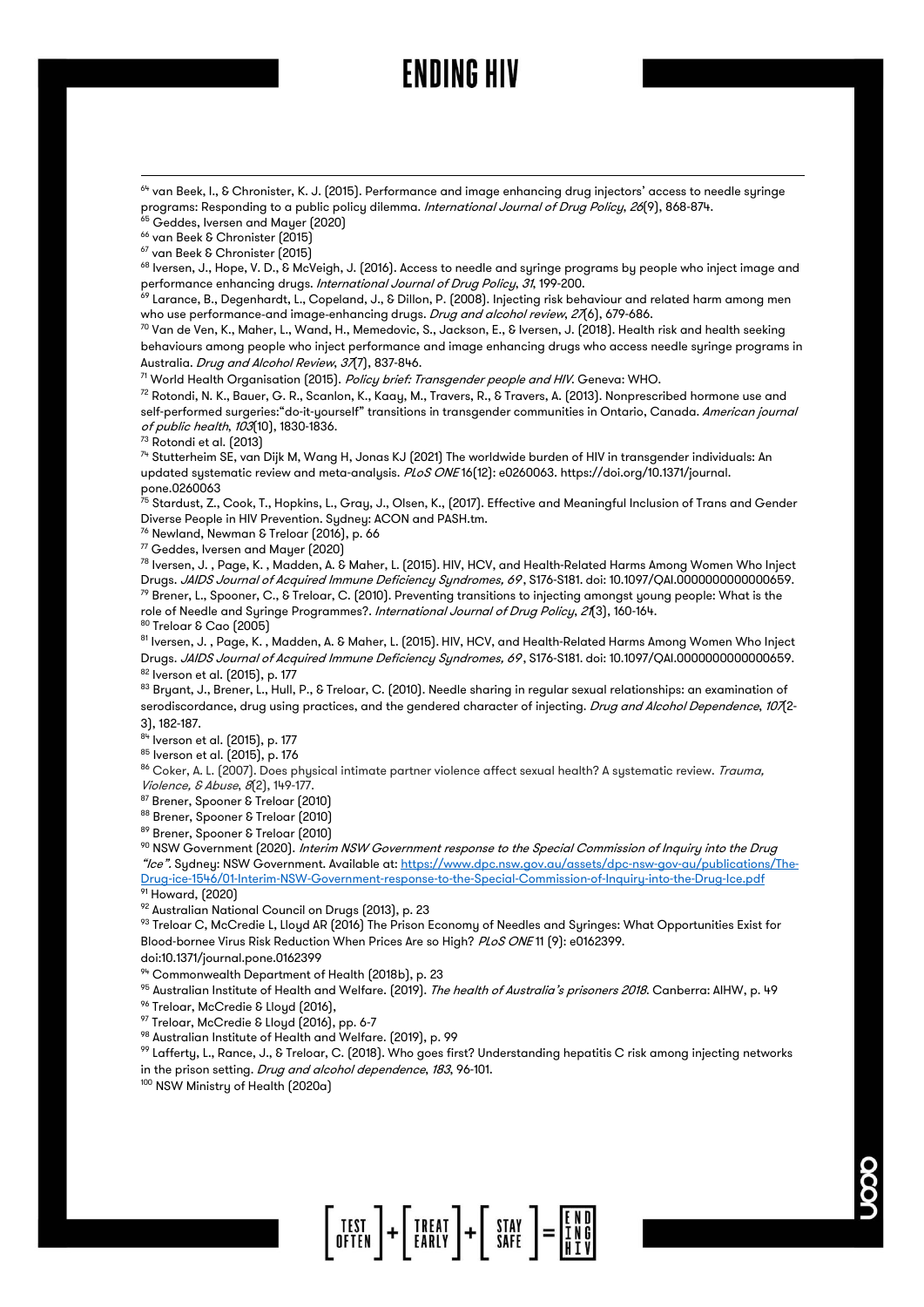[64] van Beek, I., & Chronister, K. J. (2015). Performance and image enhancing drug injectors' access to needle syringe programs: Responding to a public policy dilemma. *International Journal of Drug Policy*, *26*(9), 868-874.
[65] Geddes, Iversen and Mayer (2020)
[66] van Beek & Chronister (2015)
[67] van Beek & Chronister (2015)
[68] Iversen, J., Hope, V. D., & McVeigh, J. (2016). Access to needle and syringe programs by people who inject image and performance enhancing drugs. *International Journal of Drug Policy*, *31*, 199-200.
[69] Larance, B., Degenhardt, L., Copeland, J., & Dillon, P. (2008). Injecting risk behaviour and related harm among men who use performance-and image-enhancing drugs. *Drug and alcohol review*, *27*(6), 679-686.
[70] Van de Ven, K., Maher, L., Wand, H., Memedovic, S., Jackson, E., & Iversen, J. (2018). Health risk and health seeking behaviours among people who inject performance and image enhancing drugs who access needle syringe programs in Australia. *Drug and Alcohol Review*, *37*(7), 837-846.
[71] World Health Organisation (2015). *Policy brief: Transgender people and HIV*. Geneva: WHO.
[72] Rotondi, N. K., Bauer, G. R., Scanlon, K., Kaay, M., Travers, R., & Travers, A. (2013). Nonprescribed hormone use and self-performed surgeries:"do-it-yourself" transitions in transgender communities in Ontario, Canada. *American journal of public health*, *103*(10), 1830-1836.
[73] Rotondi et al. (2013)
[74] Stutterheim SE, van Dijk M, Wang H, Jonas KJ (2021) The worldwide burden of HIV in transgender individuals: An updated systematic review and meta-analysis. *PLoS ONE* 16(12): e0260063. https://doi.org/10.1371/journal.pone.0260063
[75] Stardust, Z., Cook, T., Hopkins, L., Gray, J., Olsen, K., (2017). Effective and Meaningful Inclusion of Trans and Gender Diverse People in HIV Prevention. Sydney: ACON and PASH.tm.
[76] Newland, Newman & Treloar (2016), p. 66
[77] Geddes, Iversen and Mayer (2020)
[78] Iversen, J. , Page, K. , Madden, A. & Maher, L. (2015). HIV, HCV, and Health-Related Harms Among Women Who Inject Drugs. *JAIDS Journal of Acquired Immune Deficiency Syndromes, 69*, S176-S181. doi: 10.1097/QAI.0000000000000659.
[79] Brener, L., Spooner, C., & Treloar, C. (2010). Preventing transitions to injecting amongst young people: What is the role of Needle and Syringe Programmes?. *International Journal of Drug Policy*, *21*(3), 160-164.
[80] Treloar & Cao (2005)
[81] Iversen, J. , Page, K. , Madden, A. & Maher, L. (2015). HIV, HCV, and Health-Related Harms Among Women Who Inject Drugs. *JAIDS Journal of Acquired Immune Deficiency Syndromes, 69*, S176-S181. doi: 10.1097/QAI.0000000000000659.
[82] Iverson et al. (2015), p. 177
[83] Bryant, J., Brener, L., Hull, P., & Treloar, C. (2010). Needle sharing in regular sexual relationships: an examination of serodiscordance, drug using practices, and the gendered character of injecting. *Drug and Alcohol Dependence*, *107*(2-3), 182-187.
[84] Iverson et al. (2015), p. 177
[85] Iverson et al. (2015), p. 176
[86] Coker, A. L. (2007). Does physical intimate partner violence affect sexual health? A systematic review. *Trauma, Violence, & Abuse*, *8*(2), 149-177.
[87] Brener, Spooner & Treloar (2010)
[88] Brener, Spooner & Treloar (2010)
[89] Brener, Spooner & Treloar (2010)
[90] NSW Government (2020). *Interim NSW Government response to the Special Commission of Inquiry into the Drug "Ice"*. Sydney: NSW Government. Available at: https://www.dpc.nsw.gov.au/assets/dpc-nsw-gov-au/publications/The-Drug-ice-1546/01-Interim-NSW-Government-response-to-the-Special-Commission-of-Inquiry-into-the-Drug-Ice.pdf
[91] Howard, (2020)
[92] Australian National Council on Drugs (2013), p. 23
[93] Treloar C, McCredie L, Lloyd AR (2016) The Prison Economy of Needles and Syringes: What Opportunities Exist for Blood-bornee Virus Risk Reduction When Prices Are so High? *PLoS ONE* 11 (9): e0162399. doi:10.1371/journal.pone.0162399
[94] Commonwealth Department of Health (2018b), p. 23
[95] Australian Institute of Health and Welfare. (2019). *The health of Australia's prisoners 2018*. Canberra: AIHW, p. 49
[96] Treloar, McCredie & Lloyd (2016),
[97] Treloar, McCredie & Lloyd (2016), pp. 6-7
[98] Australian Institute of Health and Welfare. (2019), p. 99
[99] Lafferty, L., Rance, J., & Treloar, C. (2018). Who goes first? Understanding hepatitis C risk among injecting networks in the prison setting. *Drug and alcohol dependence*, *183*, 96-101.
[100] NSW Ministry of Health (2020a)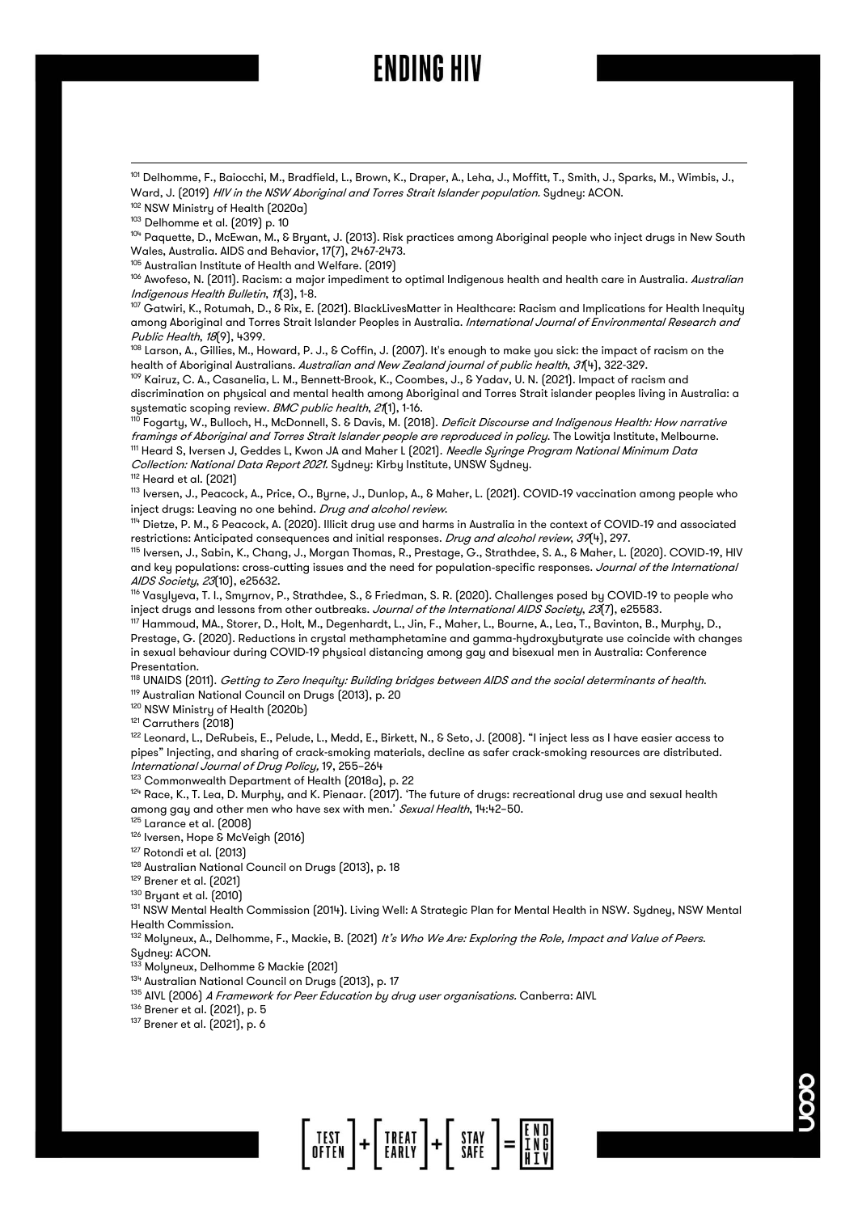[101] Delhomme, F., Baiocchi, M., Bradfield, L., Brown, K., Draper, A., Leha, J., Moffitt, T., Smith, J., Sparks, M., Wimbis, J., Ward, J. (2019) *HIV in the NSW Aboriginal and Torres Strait Islander population.* Sydney: ACON.

[102] NSW Ministry of Health (2020a)

[103] Delhomme et al. (2019) p. 10

[104] Paquette, D., McEwan, M., & Bryant, J. (2013). Risk practices among Aboriginal people who inject drugs in New South Wales, Australia. AIDS and Behavior, 17(7), 2467-2473.

[105] Australian Institute of Health and Welfare. (2019)

[106] Awofeso, N. (2011). Racism: a major impediment to optimal Indigenous health and health care in Australia. *Australian Indigenous Health Bulletin*, *11*(3), 1-8.

[107] Gatwiri, K., Rotumah, D., & Rix, E. (2021). BlackLivesMatter in Healthcare: Racism and Implications for Health Inequity among Aboriginal and Torres Strait Islander Peoples in Australia. *International Journal of Environmental Research and Public Health*, *18*(9), 4399.

[108] Larson, A., Gillies, M., Howard, P. J., & Coffin, J. (2007). It's enough to make you sick: the impact of racism on the health of Aboriginal Australians. *Australian and New Zealand journal of public health*, *31*(4), 322-329.

[109] Kairuz, C. A., Casanelia, L. M., Bennett-Brook, K., Coombes, J., & Yadav, U. N. (2021). Impact of racism and discrimination on physical and mental health among Aboriginal and Torres Strait islander peoples living in Australia: a systematic scoping review. *BMC public health*, *21*(1), 1-16.

[110] Fogarty, W., Bulloch, H., McDonnell, S. & Davis, M. (2018). *Deficit Discourse and Indigenous Health: How narrative framings of Aboriginal and Torres Strait Islander people are reproduced in policy.* The Lowitja Institute, Melbourne.

[111] Heard S, Iversen J, Geddes L, Kwon JA and Maher L (2021). *Needle Syringe Program National Minimum Data Collection: National Data Report 2021.* Sydney: Kirby Institute, UNSW Sydney.

[112] Heard et al. (2021)

[113] Iversen, J., Peacock, A., Price, O., Byrne, J., Dunlop, A., & Maher, L. (2021). COVID-19 vaccination among people who inject drugs: Leaving no one behind. *Drug and alcohol review.*

[114] Dietze, P. M., & Peacock, A. (2020). Illicit drug use and harms in Australia in the context of COVID-19 and associated restrictions: Anticipated consequences and initial responses. *Drug and alcohol review*, *39*(4), 297.

[115] Iversen, J., Sabin, K., Chang, J., Morgan Thomas, R., Prestage, G., Strathdee, S. A., & Maher, L. (2020). COVID-19, HIV and key populations: cross-cutting issues and the need for population-specific responses. *Journal of the International AIDS Society*, *23*(10), e25632.

[116] Vasylyeva, T. I., Smyrnov, P., Strathdee, S., & Friedman, S. R. (2020). Challenges posed by COVID-19 to people who inject drugs and lessons from other outbreaks. *Journal of the International AIDS Society*, *23*(7), e25583.

[117] Hammoud, MA., Storer, D., Holt, M., Degenhardt, L., Jin, F., Maher, L., Bourne, A., Lea, T., Bavinton, B., Murphy, D., Prestage, G. (2020). Reductions in crystal methamphetamine and gamma-hydroxybutyrate use coincide with changes in sexual behaviour during COVID-19 physical distancing among gay and bisexual men in Australia: Conference Presentation.

[118] UNAIDS (2011). *Getting to Zero Inequity: Building bridges between AIDS and the social determinants of health.*

[119] Australian National Council on Drugs (2013), p. 20

[120] NSW Ministry of Health (2020b)

[121] Carruthers (2018)

[122] Leonard, L., DeRubeis, E., Pelude, L., Medd, E., Birkett, N., & Seto, J. (2008). "I inject less as I have easier access to pipes" Injecting, and sharing of crack-smoking materials, decline as safer crack-smoking resources are distributed. *International Journal of Drug Policy*, 19, 255–264

[123] Commonwealth Department of Health (2018a), p. 22

[124] Race, K., T. Lea, D. Murphy, and K. Pienaar. (2017). 'The future of drugs: recreational drug use and sexual health among gay and other men who have sex with men.' *Sexual Health*, 14:42–50.

[125] Larance et al. (2008)

[126] Iversen, Hope & McVeigh (2016)

[127] Rotondi et al. (2013)

[128] Australian National Council on Drugs (2013), p. 18

[129] Brener et al. (2021)

[130] Bryant et al. (2010)

[131] NSW Mental Health Commission (2014). Living Well: A Strategic Plan for Mental Health in NSW. Sydney, NSW Mental Health Commission.

[132] Molyneux, A., Delhomme, F., Mackie, B. (2021) *It's Who We Are: Exploring the Role, Impact and Value of Peers.* Sydney: ACON.

[133] Molyneux, Delhomme & Mackie (2021)

[134] Australian National Council on Drugs (2013), p. 17

[135] AIVL (2006) *A Framework for Peer Education by drug user organisations.* Canberra: AIVL

[136] Brener et al. (2021), p. 5

[137] Brener et al. (2021), p. 6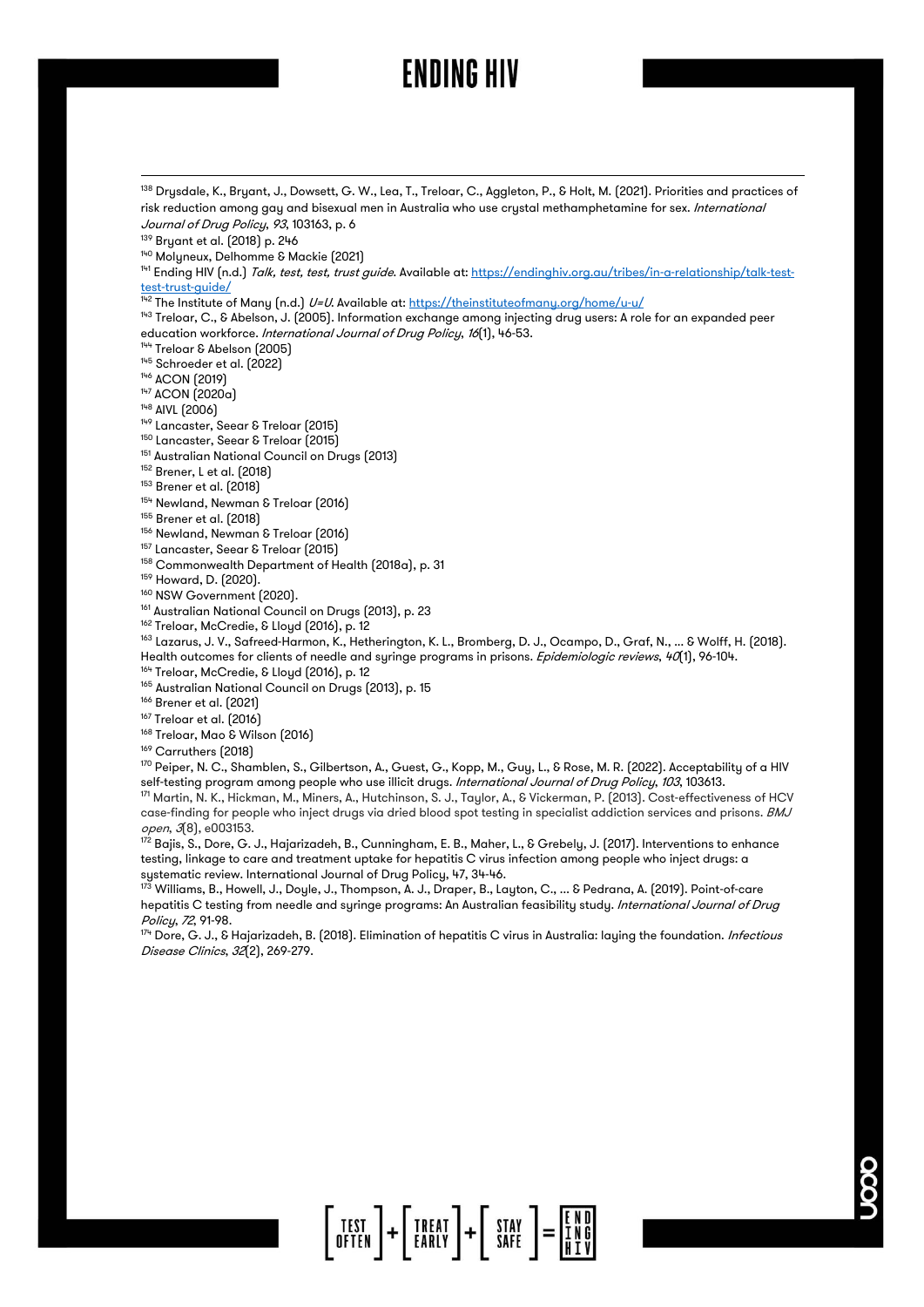[138] Drysdale, K., Bryant, J., Dowsett, G. W., Lea, T., Treloar, C., Aggleton, P., & Holt, M. (2021). Priorities and practices of risk reduction among gay and bisexual men in Australia who use crystal methamphetamine for sex. *International Journal of Drug Policy*, *93*, 103163, p. 6

[139] Bryant et al. (2018) p. 246

[140] Molyneux, Delhomme & Mackie (2021)

[141] Ending HIV (n.d.) *Talk, test, test, trust guide*. Available at: https://endinghiv.org.au/tribes/in-a-relationship/talk-test-test-trust-guide/

[142] The Institute of Many (n.d.) *U=U*. Available at: https://theinstituteofmany.org/home/u-u/

[143] Treloar, C., & Abelson, J. (2005). Information exchange among injecting drug users: A role for an expanded peer education workforce. *International Journal of Drug Policy*, *16*(1), 46-53.

[144] Treloar & Abelson (2005)

[145] Schroeder et al. (2022)

[146] ACON (2019)

[147] ACON (2020a)

[148] AIVL (2006)

[149] Lancaster, Seear & Treloar (2015)

[150] Lancaster, Seear & Treloar (2015)

[151] Australian National Council on Drugs (2013)

[152] Brener, L et al. (2018)

[153] Brener et al. (2018)

[154] Newland, Newman & Treloar (2016)

[155] Brener et al. (2018)

[156] Newland, Newman & Treloar (2016)

[157] Lancaster, Seear & Treloar (2015)

[158] Commonwealth Department of Health (2018a), p. 31

[159] Howard, D. (2020).

[160] NSW Government (2020).

[161] Australian National Council on Drugs (2013), p. 23

[162] Treloar, McCredie, & Lloyd (2016), p. 12

[163] Lazarus, J. V., Safreed-Harmon, K., Hetherington, K. L., Bromberg, D. J., Ocampo, D., Graf, N., ... & Wolff, H. (2018). Health outcomes for clients of needle and syringe programs in prisons. *Epidemiologic reviews*, *40*(1), 96-104.

[164] Treloar, McCredie, & Lloyd (2016), p. 12

[165] Australian National Council on Drugs (2013), p. 15

[166] Brener et al. (2021)

[167] Treloar et al. (2016)

[168] Treloar, Mao & Wilson (2016)

[169] Carruthers (2018)

[170] Peiper, N. C., Shamblen, S., Gilbertson, A., Guest, G., Kopp, M., Guy, L., & Rose, M. R. (2022). Acceptability of a HIV self-testing program among people who use illicit drugs. *International Journal of Drug Policy*, *103*, 103613.

[171] Martin, N. K., Hickman, M., Miners, A., Hutchinson, S. J., Taylor, A., & Vickerman, P. (2013). Cost-effectiveness of HCV case-finding for people who inject drugs via dried blood spot testing in specialist addiction services and prisons. *BMJ open*, *3*(8), e003153.

[172] Bajis, S., Dore, G. J., Hajarizadeh, B., Cunningham, E. B., Maher, L., & Grebely, J. (2017). Interventions to enhance testing, linkage to care and treatment uptake for hepatitis C virus infection among people who inject drugs: a systematic review. International Journal of Drug Policy, 47, 34-46.

[173] Williams, B., Howell, J., Doyle, J., Thompson, A. J., Draper, B., Layton, C., ... & Pedrana, A. (2019). Point-of-care hepatitis C testing from needle and syringe programs: An Australian feasibility study. *International Journal of Drug Policy*, *72*, 91-98.

[174] Dore, G. J., & Hajarizadeh, B. (2018). Elimination of hepatitis C virus in Australia: laying the foundation. *Infectious Disease Clinics*, *32*(2), 269-279.